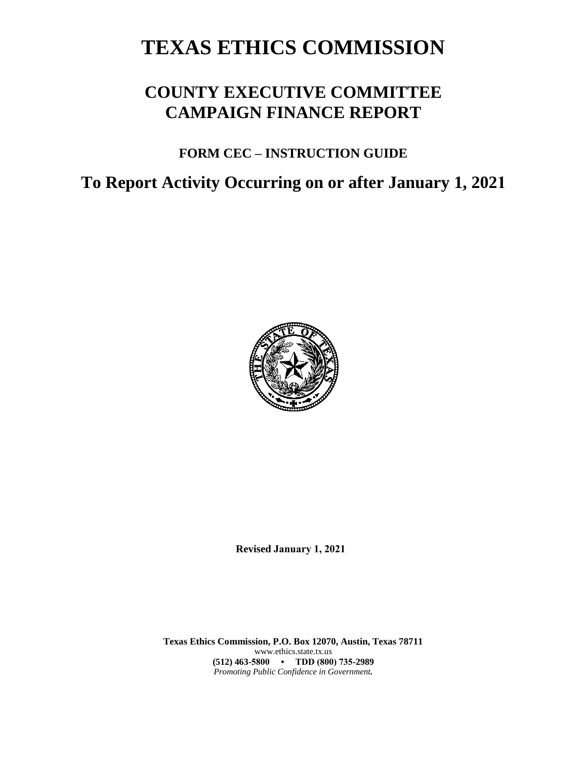# TEXAS ETHICS COMMISSION

## COUNTY EXECUTIVE COMMITTEE CAMPAIGN FINANCE REPORT

### FORM CEC – INSTRUCTION GUIDE

## To Report Activity Occurring on or after January 1, 2021

**Revised January 1, 2021**

**Texas Ethics Commission, P.O. Box 12070, Austin, Texas 78711**
www.ethics.state.tx.us
**(512) 463-5800 • TDD (800) 735-2989**
*Promoting Public Confidence in Government.*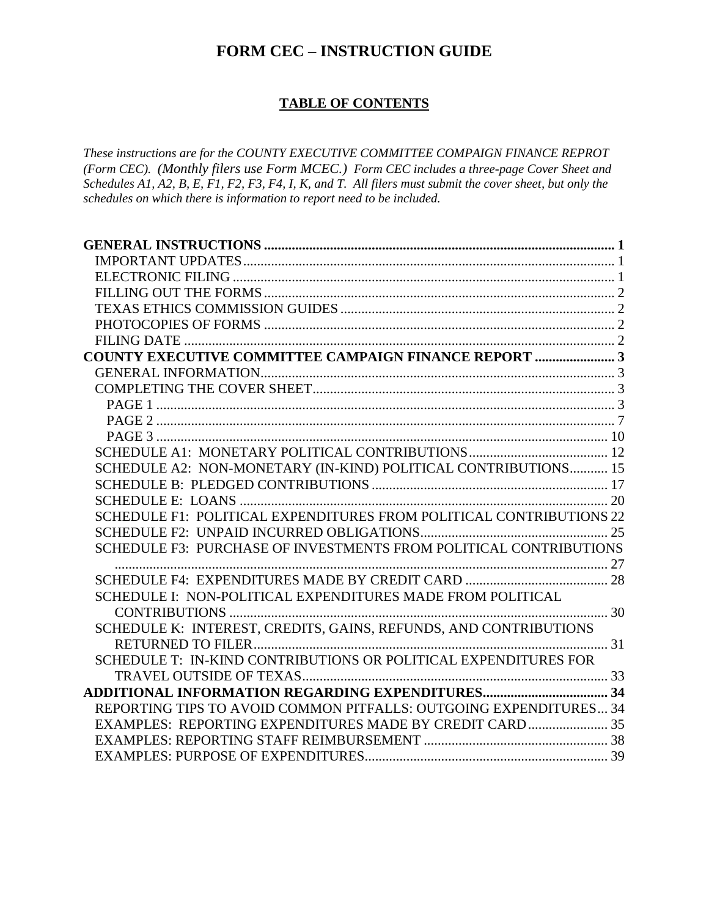# FORM CEC – INSTRUCTION GUIDE

## TABLE OF CONTENTS

*These instructions are for the COUNTY EXECUTIVE COMMITTEE COMPAIGN FINANCE REPROT (Form CEC). (Monthly filers use Form MCEC.) Form CEC includes a three-page Cover Sheet and Schedules A1, A2, B, E, F1, F2, F3, F4, I, K, and T. All filers must submit the cover sheet, but only the schedules on which there is information to report need to be included.*

**GENERAL INSTRUCTIONS .................................................................................................... 1**
- IMPORTANT UPDATES ........................................................................................................ 1
- ELECTRONIC FILING ........................................................................................................... 1
- FILLING OUT THE FORMS .................................................................................................. 2
- TEXAS ETHICS COMMISSION GUIDES ............................................................................. 2
- PHOTOCOPIES OF FORMS .................................................................................................. 2
- FILING DATE ......................................................................................................................... 2

**COUNTY EXECUTIVE COMMITTEE CAMPAIGN FINANCE REPORT ....................... 3**
- GENERAL INFORMATION ................................................................................................... 3
- COMPLETING THE COVER SHEET .................................................................................... 3
  - PAGE 1 ................................................................................................................................ 3
  - PAGE 2 ................................................................................................................................ 7
  - PAGE 3 .............................................................................................................................. 10
- SCHEDULE A1: MONETARY POLITICAL CONTRIBUTIONS ........................................ 12
- SCHEDULE A2: NON-MONETARY (IN-KIND) POLITICAL CONTRIBUTIONS ........... 15
- SCHEDULE B: PLEDGED CONTRIBUTIONS .................................................................... 17
- SCHEDULE E: LOANS ......................................................................................................... 20
- SCHEDULE F1: POLITICAL EXPENDITURES FROM POLITICAL CONTRIBUTIONS 22
- SCHEDULE F2: UNPAID INCURRED OBLIGATIONS ...................................................... 25
- SCHEDULE F3: PURCHASE OF INVESTMENTS FROM POLITICAL CONTRIBUTIONS ........................................................................................................................................ 27
- SCHEDULE F4: EXPENDITURES MADE BY CREDIT CARD ......................................... 28
- SCHEDULE I: NON-POLITICAL EXPENDITURES MADE FROM POLITICAL CONTRIBUTIONS ............................................................................................................ 30
- SCHEDULE K: INTEREST, CREDITS, GAINS, REFUNDS, AND CONTRIBUTIONS RETURNED TO FILER ..................................................................................................... 31
- SCHEDULE T: IN-KIND CONTRIBUTIONS OR POLITICAL EXPENDITURES FOR TRAVEL OUTSIDE OF TEXAS ....................................................................................... 33

**ADDITIONAL INFORMATION REGARDING EXPENDITURES .................................... 34**
- REPORTING TIPS TO AVOID COMMON PITFALLS: OUTGOING EXPENDITURES ... 34
- EXAMPLES: REPORTING EXPENDITURES MADE BY CREDIT CARD ....................... 35
- EXAMPLES: REPORTING STAFF REIMBURSEMENT ..................................................... 38
- EXAMPLES: PURPOSE OF EXPENDITURES ...................................................................... 39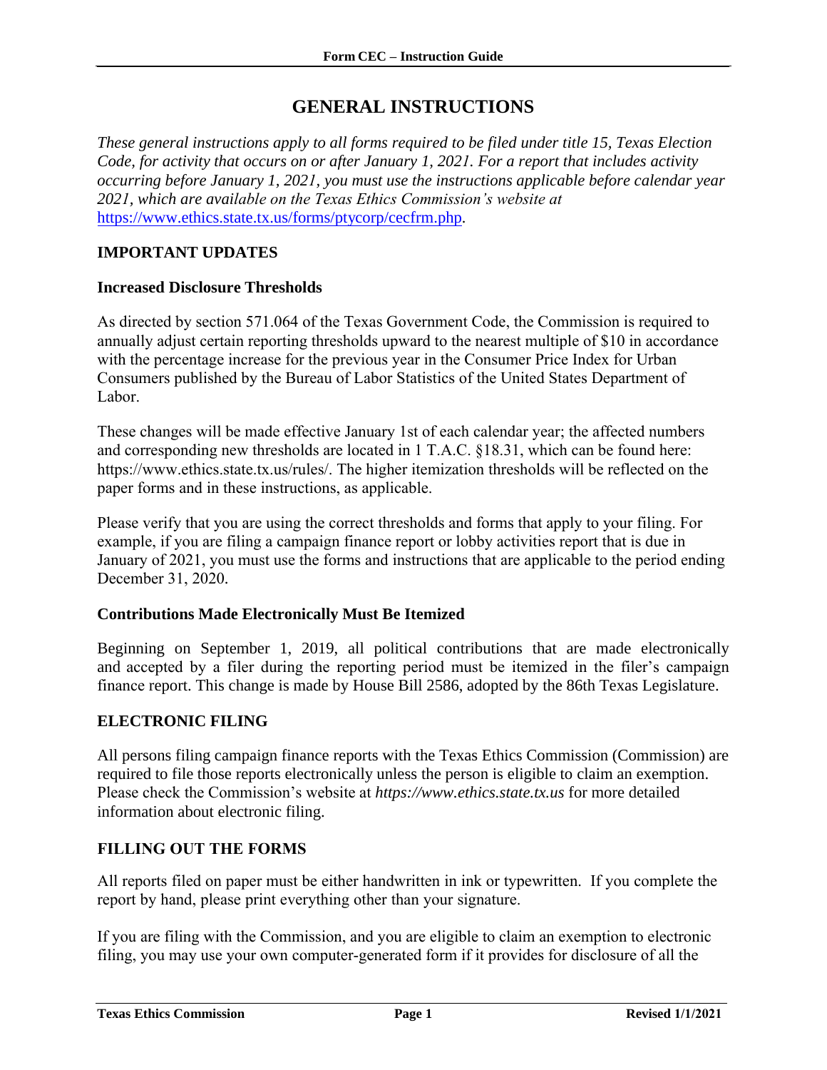# GENERAL INSTRUCTIONS

*These general instructions apply to all forms required to be filed under title 15, Texas Election Code, for activity that occurs on or after January 1, 2021. For a report that includes activity occurring before January 1, 2021, you must use the instructions applicable before calendar year 2021, which are available on the Texas Ethics Commission's website at* https://www.ethics.state.tx.us/forms/ptycorp/cecfrm.php.

## IMPORTANT UPDATES

### Increased Disclosure Thresholds

As directed by section 571.064 of the Texas Government Code, the Commission is required to annually adjust certain reporting thresholds upward to the nearest multiple of $10 in accordance with the percentage increase for the previous year in the Consumer Price Index for Urban Consumers published by the Bureau of Labor Statistics of the United States Department of Labor.

These changes will be made effective January 1st of each calendar year; the affected numbers and corresponding new thresholds are located in 1 T.A.C. §18.31, which can be found here: https://www.ethics.state.tx.us/rules/. The higher itemization thresholds will be reflected on the paper forms and in these instructions, as applicable.

Please verify that you are using the correct thresholds and forms that apply to your filing. For example, if you are filing a campaign finance report or lobby activities report that is due in January of 2021, you must use the forms and instructions that are applicable to the period ending December 31, 2020.

### Contributions Made Electronically Must Be Itemized

Beginning on September 1, 2019, all political contributions that are made electronically and accepted by a filer during the reporting period must be itemized in the filer's campaign finance report. This change is made by House Bill 2586, adopted by the 86th Texas Legislature.

## ELECTRONIC FILING

All persons filing campaign finance reports with the Texas Ethics Commission (Commission) are required to file those reports electronically unless the person is eligible to claim an exemption. Please check the Commission's website at *https://www.ethics.state.tx.us* for more detailed information about electronic filing.

## FILLING OUT THE FORMS

All reports filed on paper must be either handwritten in ink or typewritten. If you complete the report by hand, please print everything other than your signature.

If you are filing with the Commission, and you are eligible to claim an exemption to electronic filing, you may use your own computer-generated form if it provides for disclosure of all the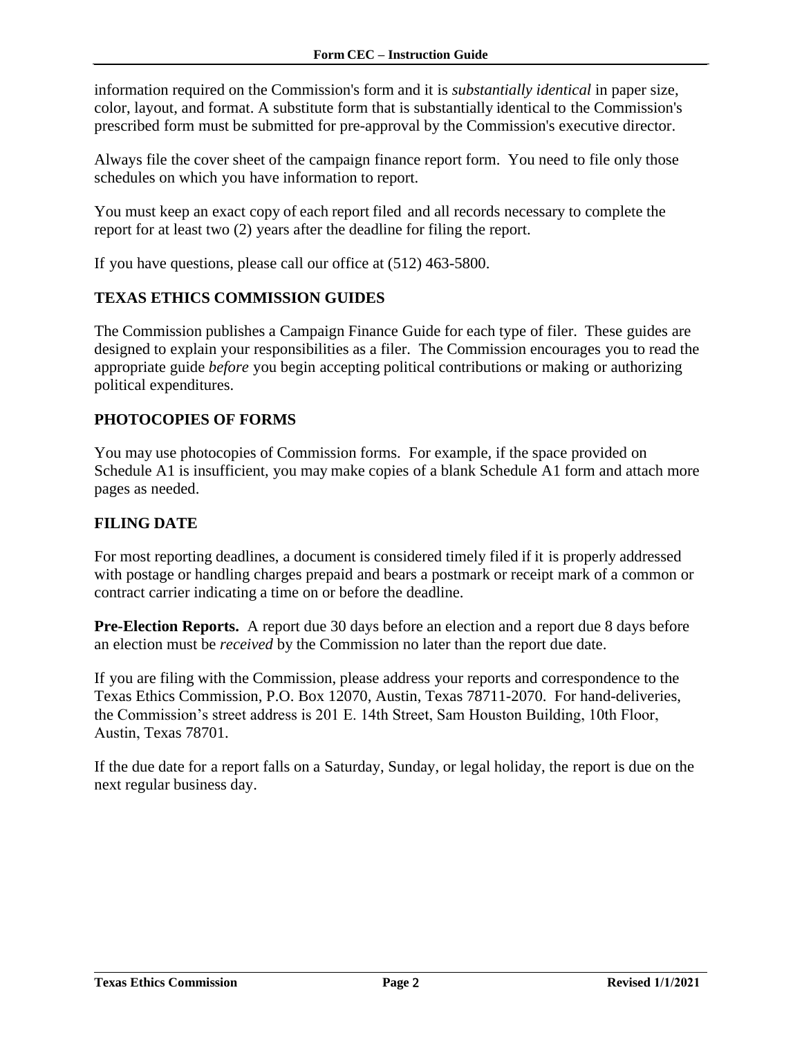information required on the Commission's form and it is *substantially identical* in paper size, color, layout, and format. A substitute form that is substantially identical to the Commission's prescribed form must be submitted for pre-approval by the Commission's executive director.

Always file the cover sheet of the campaign finance report form. You need to file only those schedules on which you have information to report.

You must keep an exact copy of each report filed and all records necessary to complete the report for at least two (2) years after the deadline for filing the report.

If you have questions, please call our office at (512) 463-5800.

## TEXAS ETHICS COMMISSION GUIDES

The Commission publishes a Campaign Finance Guide for each type of filer. These guides are designed to explain your responsibilities as a filer. The Commission encourages you to read the appropriate guide *before* you begin accepting political contributions or making or authorizing political expenditures.

## PHOTOCOPIES OF FORMS

You may use photocopies of Commission forms. For example, if the space provided on Schedule A1 is insufficient, you may make copies of a blank Schedule A1 form and attach more pages as needed.

## FILING DATE

For most reporting deadlines, a document is considered timely filed if it is properly addressed with postage or handling charges prepaid and bears a postmark or receipt mark of a common or contract carrier indicating a time on or before the deadline.

**Pre-Election Reports.** A report due 30 days before an election and a report due 8 days before an election must be *received* by the Commission no later than the report due date.

If you are filing with the Commission, please address your reports and correspondence to the Texas Ethics Commission, P.O. Box 12070, Austin, Texas 78711-2070. For hand-deliveries, the Commission's street address is 201 E. 14th Street, Sam Houston Building, 10th Floor, Austin, Texas 78701.

If the due date for a report falls on a Saturday, Sunday, or legal holiday, the report is due on the next regular business day.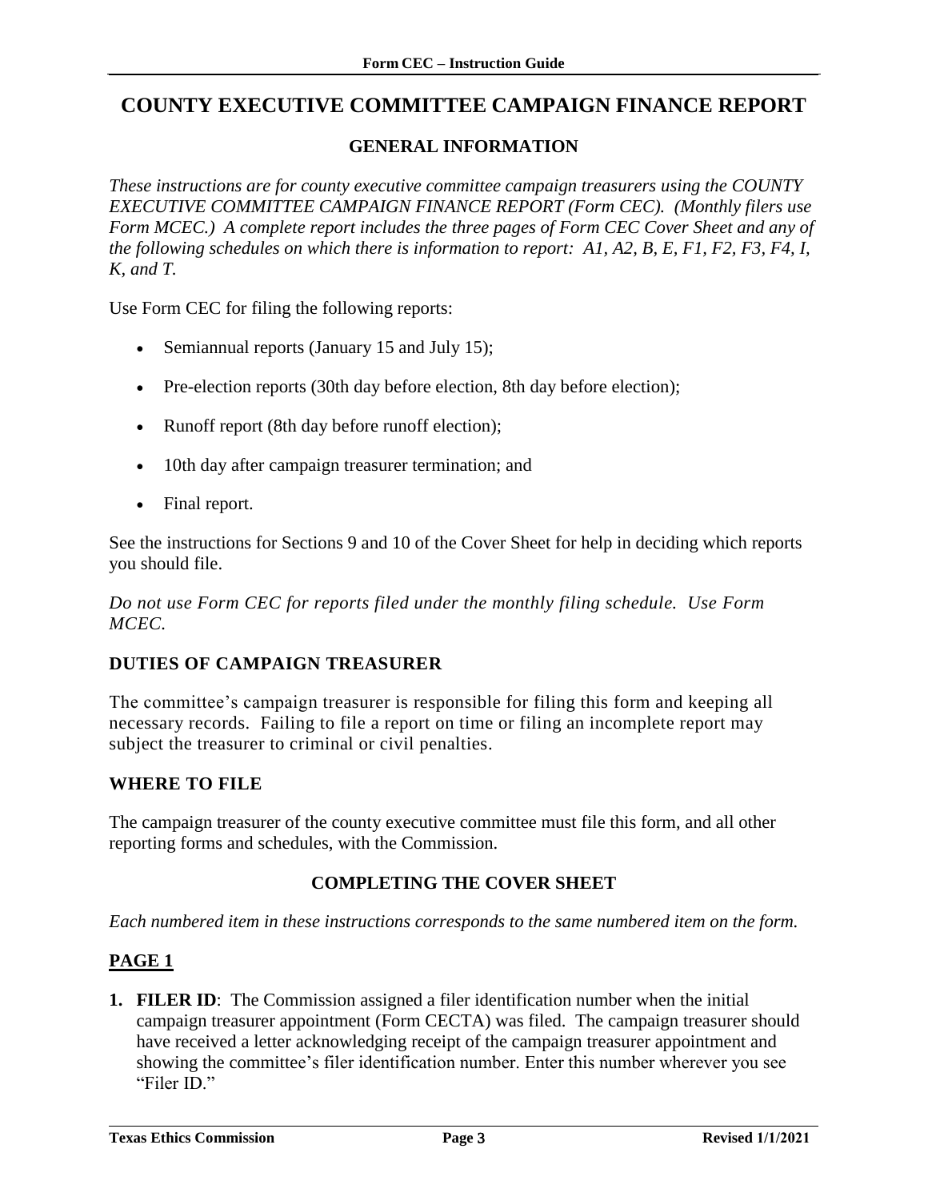# COUNTY EXECUTIVE COMMITTEE CAMPAIGN FINANCE REPORT

## GENERAL INFORMATION

*These instructions are for county executive committee campaign treasurers using the COUNTY EXECUTIVE COMMITTEE CAMPAIGN FINANCE REPORT (Form CEC). (Monthly filers use Form MCEC.) A complete report includes the three pages of Form CEC Cover Sheet and any of the following schedules on which there is information to report: A1, A2, B, E, F1, F2, F3, F4, I, K, and T.*

Use Form CEC for filing the following reports:

- Semiannual reports (January 15 and July 15);
- Pre-election reports (30th day before election, 8th day before election);
- Runoff report (8th day before runoff election);
- 10th day after campaign treasurer termination; and
- Final report.

See the instructions for Sections 9 and 10 of the Cover Sheet for help in deciding which reports you should file.

*Do not use Form CEC for reports filed under the monthly filing schedule. Use Form MCEC.*

### DUTIES OF CAMPAIGN TREASURER

The committee's campaign treasurer is responsible for filing this form and keeping all necessary records. Failing to file a report on time or filing an incomplete report may subject the treasurer to criminal or civil penalties.

### WHERE TO FILE

The campaign treasurer of the county executive committee must file this form, and all other reporting forms and schedules, with the Commission.

## COMPLETING THE COVER SHEET

*Each numbered item in these instructions corresponds to the same numbered item on the form.*

### PAGE 1

1. **FILER ID**: The Commission assigned a filer identification number when the initial campaign treasurer appointment (Form CECTA) was filed. The campaign treasurer should have received a letter acknowledging receipt of the campaign treasurer appointment and showing the committee's filer identification number. Enter this number wherever you see "Filer ID."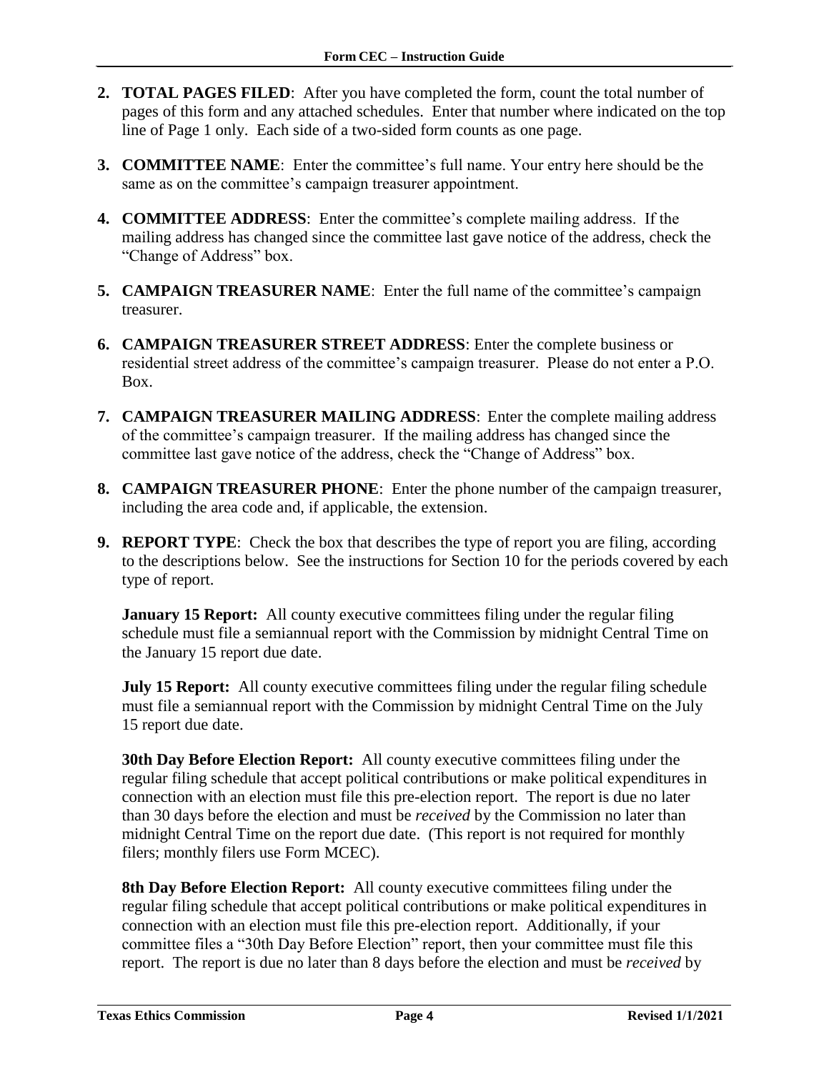2. **TOTAL PAGES FILED**: After you have completed the form, count the total number of pages of this form and any attached schedules. Enter that number where indicated on the top line of Page 1 only. Each side of a two-sided form counts as one page.

3. **COMMITTEE NAME**: Enter the committee's full name. Your entry here should be the same as on the committee's campaign treasurer appointment.

4. **COMMITTEE ADDRESS**: Enter the committee's complete mailing address. If the mailing address has changed since the committee last gave notice of the address, check the "Change of Address" box.

5. **CAMPAIGN TREASURER NAME**: Enter the full name of the committee's campaign treasurer.

6. **CAMPAIGN TREASURER STREET ADDRESS**: Enter the complete business or residential street address of the committee's campaign treasurer. Please do not enter a P.O. Box.

7. **CAMPAIGN TREASURER MAILING ADDRESS**: Enter the complete mailing address of the committee's campaign treasurer. If the mailing address has changed since the committee last gave notice of the address, check the "Change of Address" box.

8. **CAMPAIGN TREASURER PHONE**: Enter the phone number of the campaign treasurer, including the area code and, if applicable, the extension.

9. **REPORT TYPE**: Check the box that describes the type of report you are filing, according to the descriptions below. See the instructions for Section 10 for the periods covered by each type of report.

   **January 15 Report:** All county executive committees filing under the regular filing schedule must file a semiannual report with the Commission by midnight Central Time on the January 15 report due date.

   **July 15 Report:** All county executive committees filing under the regular filing schedule must file a semiannual report with the Commission by midnight Central Time on the July 15 report due date.

   **30th Day Before Election Report:** All county executive committees filing under the regular filing schedule that accept political contributions or make political expenditures in connection with an election must file this pre-election report. The report is due no later than 30 days before the election and must be *received* by the Commission no later than midnight Central Time on the report due date. (This report is not required for monthly filers; monthly filers use Form MCEC).

   **8th Day Before Election Report:** All county executive committees filing under the regular filing schedule that accept political contributions or make political expenditures in connection with an election must file this pre-election report. Additionally, if your committee files a "30th Day Before Election" report, then your committee must file this report. The report is due no later than 8 days before the election and must be *received* by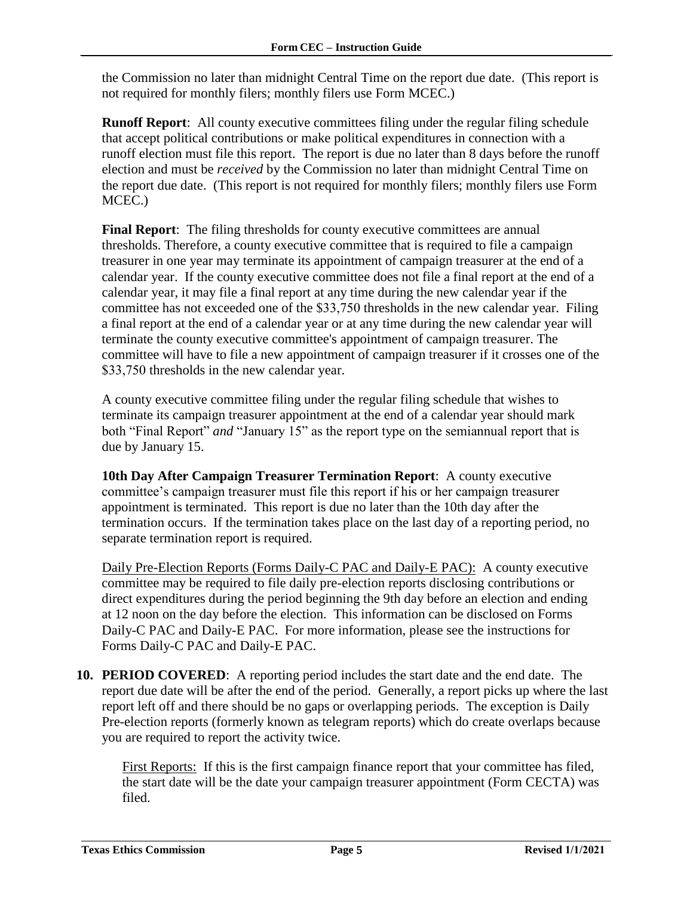the Commission no later than midnight Central Time on the report due date. (This report is not required for monthly filers; monthly filers use Form MCEC.)

**Runoff Report**: All county executive committees filing under the regular filing schedule that accept political contributions or make political expenditures in connection with a runoff election must file this report. The report is due no later than 8 days before the runoff election and must be *received* by the Commission no later than midnight Central Time on the report due date. (This report is not required for monthly filers; monthly filers use Form MCEC.)

**Final Report**: The filing thresholds for county executive committees are annual thresholds. Therefore, a county executive committee that is required to file a campaign treasurer in one year may terminate its appointment of campaign treasurer at the end of a calendar year. If the county executive committee does not file a final report at the end of a calendar year, it may file a final report at any time during the new calendar year if the committee has not exceeded one of the $33,750 thresholds in the new calendar year. Filing a final report at the end of a calendar year or at any time during the new calendar year will terminate the county executive committee's appointment of campaign treasurer. The committee will have to file a new appointment of campaign treasurer if it crosses one of the $33,750 thresholds in the new calendar year.

A county executive committee filing under the regular filing schedule that wishes to terminate its campaign treasurer appointment at the end of a calendar year should mark both "Final Report" *and* "January 15" as the report type on the semiannual report that is due by January 15.

**10th Day After Campaign Treasurer Termination Report**: A county executive committee's campaign treasurer must file this report if his or her campaign treasurer appointment is terminated. This report is due no later than the 10th day after the termination occurs. If the termination takes place on the last day of a reporting period, no separate termination report is required.

Daily Pre-Election Reports (Forms Daily-C PAC and Daily-E PAC): A county executive committee may be required to file daily pre-election reports disclosing contributions or direct expenditures during the period beginning the 9th day before an election and ending at 12 noon on the day before the election. This information can be disclosed on Forms Daily-C PAC and Daily-E PAC. For more information, please see the instructions for Forms Daily-C PAC and Daily-E PAC.

10. **PERIOD COVERED**: A reporting period includes the start date and the end date. The report due date will be after the end of the period. Generally, a report picks up where the last report left off and there should be no gaps or overlapping periods. The exception is Daily Pre-election reports (formerly known as telegram reports) which do create overlaps because you are required to report the activity twice.

    First Reports: If this is the first campaign finance report that your committee has filed, the start date will be the date your campaign treasurer appointment (Form CECTA) was filed.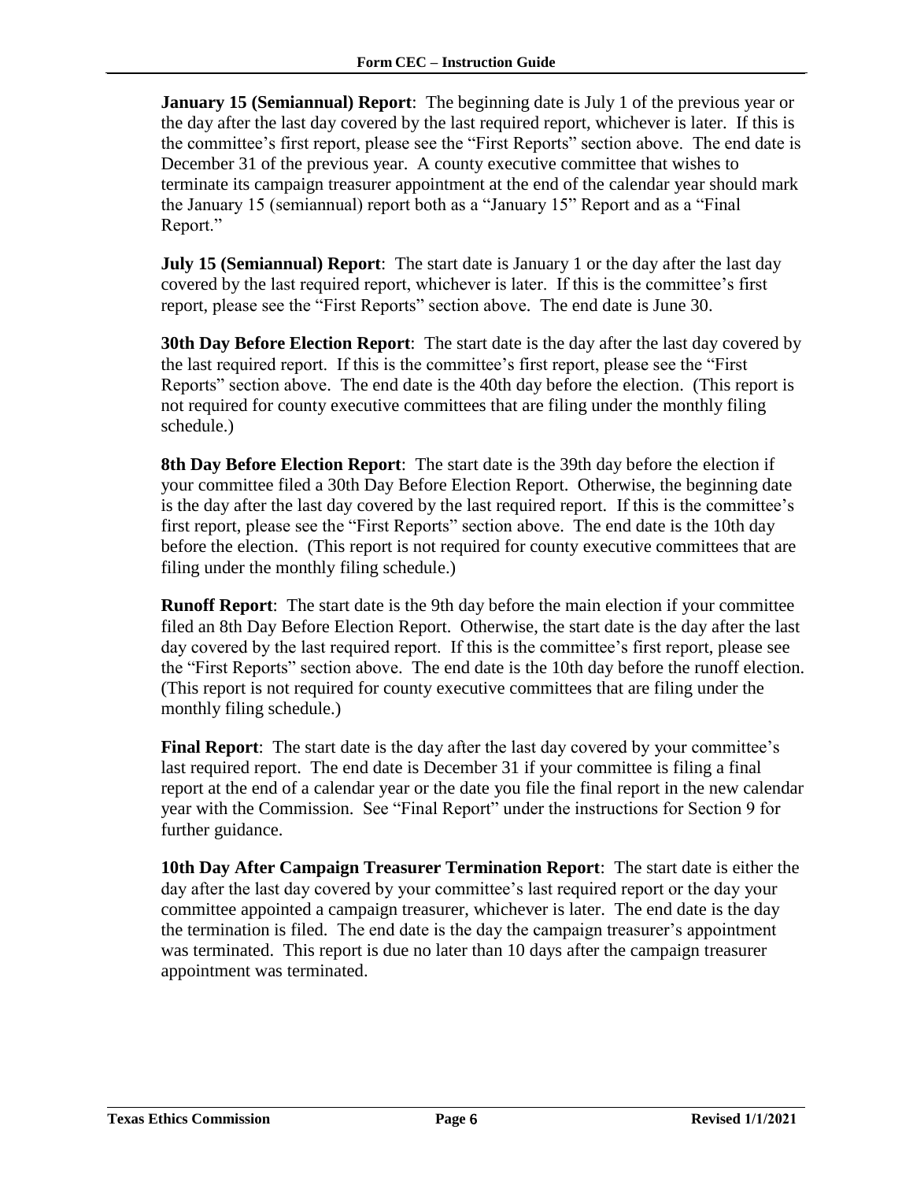**January 15 (Semiannual) Report**: The beginning date is July 1 of the previous year or the day after the last day covered by the last required report, whichever is later. If this is the committee's first report, please see the "First Reports" section above. The end date is December 31 of the previous year. A county executive committee that wishes to terminate its campaign treasurer appointment at the end of the calendar year should mark the January 15 (semiannual) report both as a "January 15" Report and as a "Final Report."

**July 15 (Semiannual) Report**: The start date is January 1 or the day after the last day covered by the last required report, whichever is later. If this is the committee's first report, please see the "First Reports" section above. The end date is June 30.

**30th Day Before Election Report**: The start date is the day after the last day covered by the last required report. If this is the committee's first report, please see the "First Reports" section above. The end date is the 40th day before the election. (This report is not required for county executive committees that are filing under the monthly filing schedule.)

**8th Day Before Election Report**: The start date is the 39th day before the election if your committee filed a 30th Day Before Election Report. Otherwise, the beginning date is the day after the last day covered by the last required report. If this is the committee's first report, please see the "First Reports" section above. The end date is the 10th day before the election. (This report is not required for county executive committees that are filing under the monthly filing schedule.)

**Runoff Report**: The start date is the 9th day before the main election if your committee filed an 8th Day Before Election Report. Otherwise, the start date is the day after the last day covered by the last required report. If this is the committee's first report, please see the "First Reports" section above. The end date is the 10th day before the runoff election. (This report is not required for county executive committees that are filing under the monthly filing schedule.)

**Final Report**: The start date is the day after the last day covered by your committee's last required report. The end date is December 31 if your committee is filing a final report at the end of a calendar year or the date you file the final report in the new calendar year with the Commission. See "Final Report" under the instructions for Section 9 for further guidance.

**10th Day After Campaign Treasurer Termination Report**: The start date is either the day after the last day covered by your committee's last required report or the day your committee appointed a campaign treasurer, whichever is later. The end date is the day the termination is filed. The end date is the day the campaign treasurer's appointment was terminated. This report is due no later than 10 days after the campaign treasurer appointment was terminated.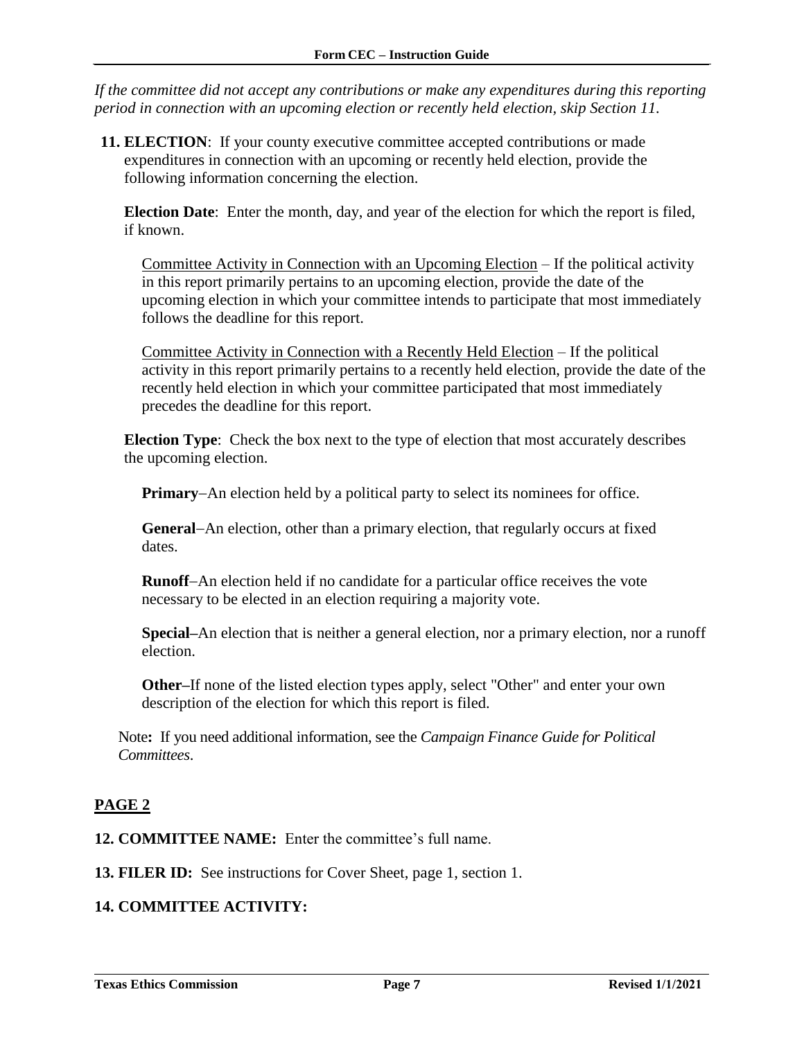*If the committee did not accept any contributions or make any expenditures during this reporting period in connection with an upcoming election or recently held election, skip Section 11.*

**11. ELECTION**: If your county executive committee accepted contributions or made expenditures in connection with an upcoming or recently held election, provide the following information concerning the election.

**Election Date**: Enter the month, day, and year of the election for which the report is filed, if known.

Committee Activity in Connection with an Upcoming Election – If the political activity in this report primarily pertains to an upcoming election, provide the date of the upcoming election in which your committee intends to participate that most immediately follows the deadline for this report.

Committee Activity in Connection with a Recently Held Election – If the political activity in this report primarily pertains to a recently held election, provide the date of the recently held election in which your committee participated that most immediately precedes the deadline for this report.

**Election Type**: Check the box next to the type of election that most accurately describes the upcoming election.

**Primary**–An election held by a political party to select its nominees for office.

**General**–An election, other than a primary election, that regularly occurs at fixed dates.

**Runoff**–An election held if no candidate for a particular office receives the vote necessary to be elected in an election requiring a majority vote.

**Special**–An election that is neither a general election, nor a primary election, nor a runoff election.

**Other**–If none of the listed election types apply, select "Other" and enter your own description of the election for which this report is filed.

Note**:** If you need additional information, see the *Campaign Finance Guide for Political Committees*.

## PAGE 2

**12. COMMITTEE NAME:** Enter the committee's full name.

**13. FILER ID:** See instructions for Cover Sheet, page 1, section 1.

**14. COMMITTEE ACTIVITY:**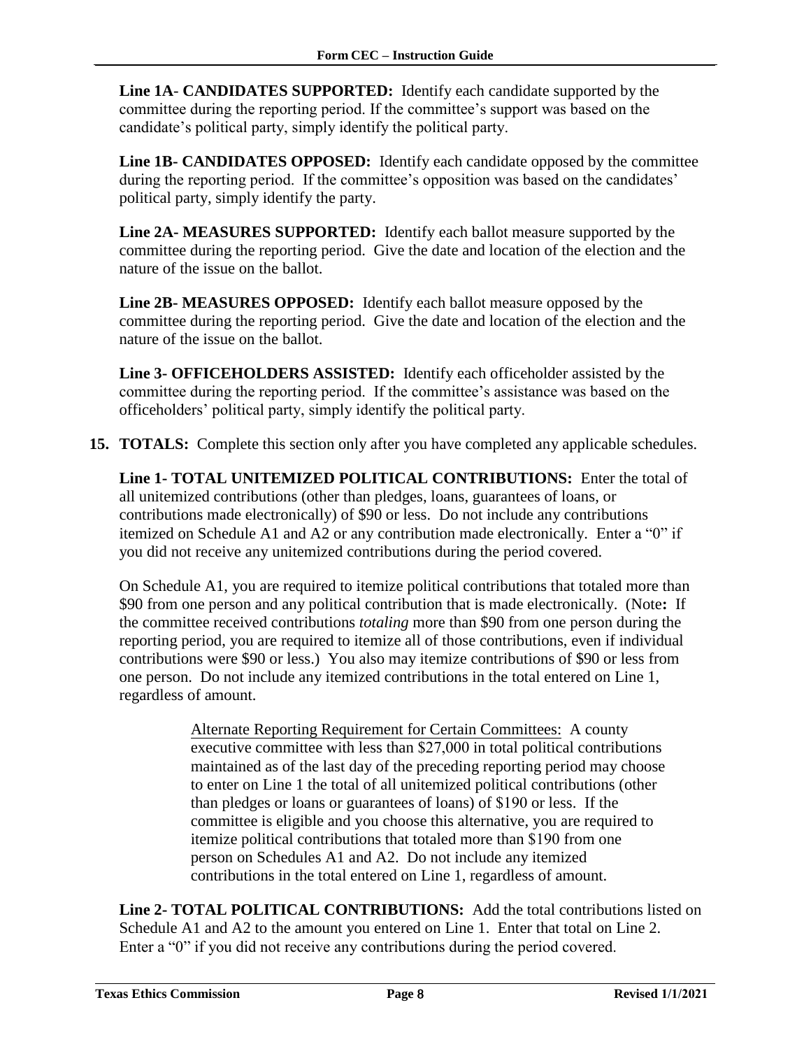**Line 1A- CANDIDATES SUPPORTED:** Identify each candidate supported by the committee during the reporting period. If the committee's support was based on the candidate's political party, simply identify the political party.

**Line 1B- CANDIDATES OPPOSED:** Identify each candidate opposed by the committee during the reporting period. If the committee's opposition was based on the candidates' political party, simply identify the party.

**Line 2A- MEASURES SUPPORTED:** Identify each ballot measure supported by the committee during the reporting period. Give the date and location of the election and the nature of the issue on the ballot.

**Line 2B- MEASURES OPPOSED:** Identify each ballot measure opposed by the committee during the reporting period. Give the date and location of the election and the nature of the issue on the ballot.

**Line 3- OFFICEHOLDERS ASSISTED:** Identify each officeholder assisted by the committee during the reporting period. If the committee's assistance was based on the officeholders' political party, simply identify the political party.

**15. TOTALS:** Complete this section only after you have completed any applicable schedules.

**Line 1- TOTAL UNITEMIZED POLITICAL CONTRIBUTIONS:** Enter the total of all unitemized contributions (other than pledges, loans, guarantees of loans, or contributions made electronically) of \$90 or less. Do not include any contributions itemized on Schedule A1 and A2 or any contribution made electronically. Enter a "0" if you did not receive any unitemized contributions during the period covered.

On Schedule A1, you are required to itemize political contributions that totaled more than \$90 from one person and any political contribution that is made electronically. (Note**:** If the committee received contributions *totaling* more than \$90 from one person during the reporting period, you are required to itemize all of those contributions, even if individual contributions were \$90 or less.) You also may itemize contributions of \$90 or less from one person. Do not include any itemized contributions in the total entered on Line 1, regardless of amount.

> Alternate Reporting Requirement for Certain Committees: A county executive committee with less than \$27,000 in total political contributions maintained as of the last day of the preceding reporting period may choose to enter on Line 1 the total of all unitemized political contributions (other than pledges or loans or guarantees of loans) of \$190 or less. If the committee is eligible and you choose this alternative, you are required to itemize political contributions that totaled more than \$190 from one person on Schedules A1 and A2. Do not include any itemized contributions in the total entered on Line 1, regardless of amount.

**Line 2- TOTAL POLITICAL CONTRIBUTIONS:** Add the total contributions listed on Schedule A1 and A2 to the amount you entered on Line 1. Enter that total on Line 2. Enter a "0" if you did not receive any contributions during the period covered.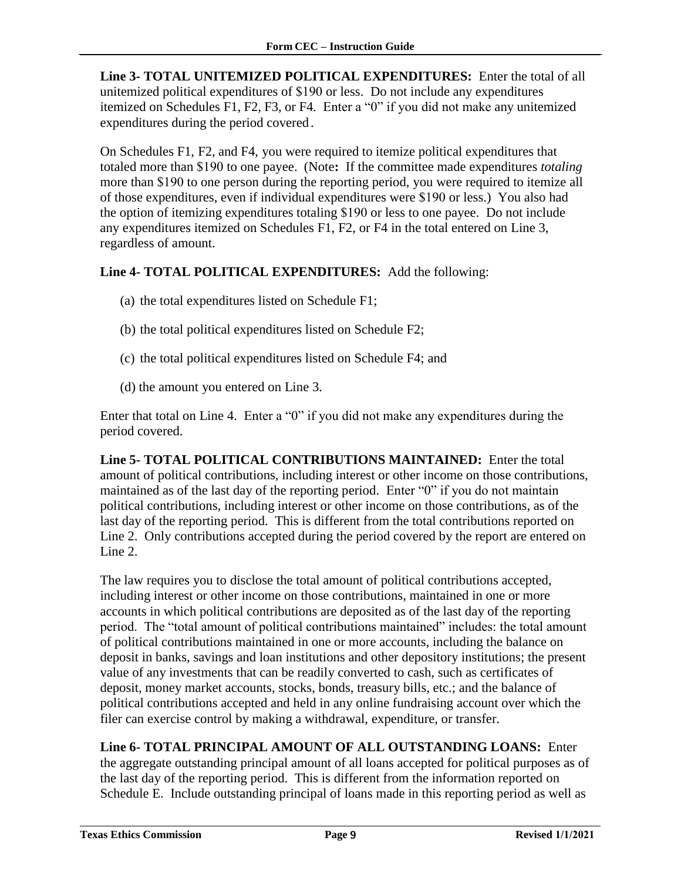**Line 3- TOTAL UNITEMIZED POLITICAL EXPENDITURES:** Enter the total of all unitemized political expenditures of $190 or less. Do not include any expenditures itemized on Schedules F1, F2, F3, or F4. Enter a "0" if you did not make any unitemized expenditures during the period covered.

On Schedules F1, F2, and F4, you were required to itemize political expenditures that totaled more than $190 to one payee. (Note**:** If the committee made expenditures *totaling* more than $190 to one person during the reporting period, you were required to itemize all of those expenditures, even if individual expenditures were $190 or less.) You also had the option of itemizing expenditures totaling $190 or less to one payee. Do not include any expenditures itemized on Schedules F1, F2, or F4 in the total entered on Line 3, regardless of amount.

**Line 4- TOTAL POLITICAL EXPENDITURES:** Add the following:

(a) the total expenditures listed on Schedule F1;

(b) the total political expenditures listed on Schedule F2;

(c) the total political expenditures listed on Schedule F4; and

(d) the amount you entered on Line 3.

Enter that total on Line 4. Enter a "0" if you did not make any expenditures during the period covered.

**Line 5- TOTAL POLITICAL CONTRIBUTIONS MAINTAINED:** Enter the total amount of political contributions, including interest or other income on those contributions, maintained as of the last day of the reporting period. Enter "0" if you do not maintain political contributions, including interest or other income on those contributions, as of the last day of the reporting period. This is different from the total contributions reported on Line 2. Only contributions accepted during the period covered by the report are entered on Line 2.

The law requires you to disclose the total amount of political contributions accepted, including interest or other income on those contributions, maintained in one or more accounts in which political contributions are deposited as of the last day of the reporting period. The "total amount of political contributions maintained" includes: the total amount of political contributions maintained in one or more accounts, including the balance on deposit in banks, savings and loan institutions and other depository institutions; the present value of any investments that can be readily converted to cash, such as certificates of deposit, money market accounts, stocks, bonds, treasury bills, etc.; and the balance of political contributions accepted and held in any online fundraising account over which the filer can exercise control by making a withdrawal, expenditure, or transfer.

**Line 6- TOTAL PRINCIPAL AMOUNT OF ALL OUTSTANDING LOANS:** Enter the aggregate outstanding principal amount of all loans accepted for political purposes as of the last day of the reporting period. This is different from the information reported on Schedule E. Include outstanding principal of loans made in this reporting period as well as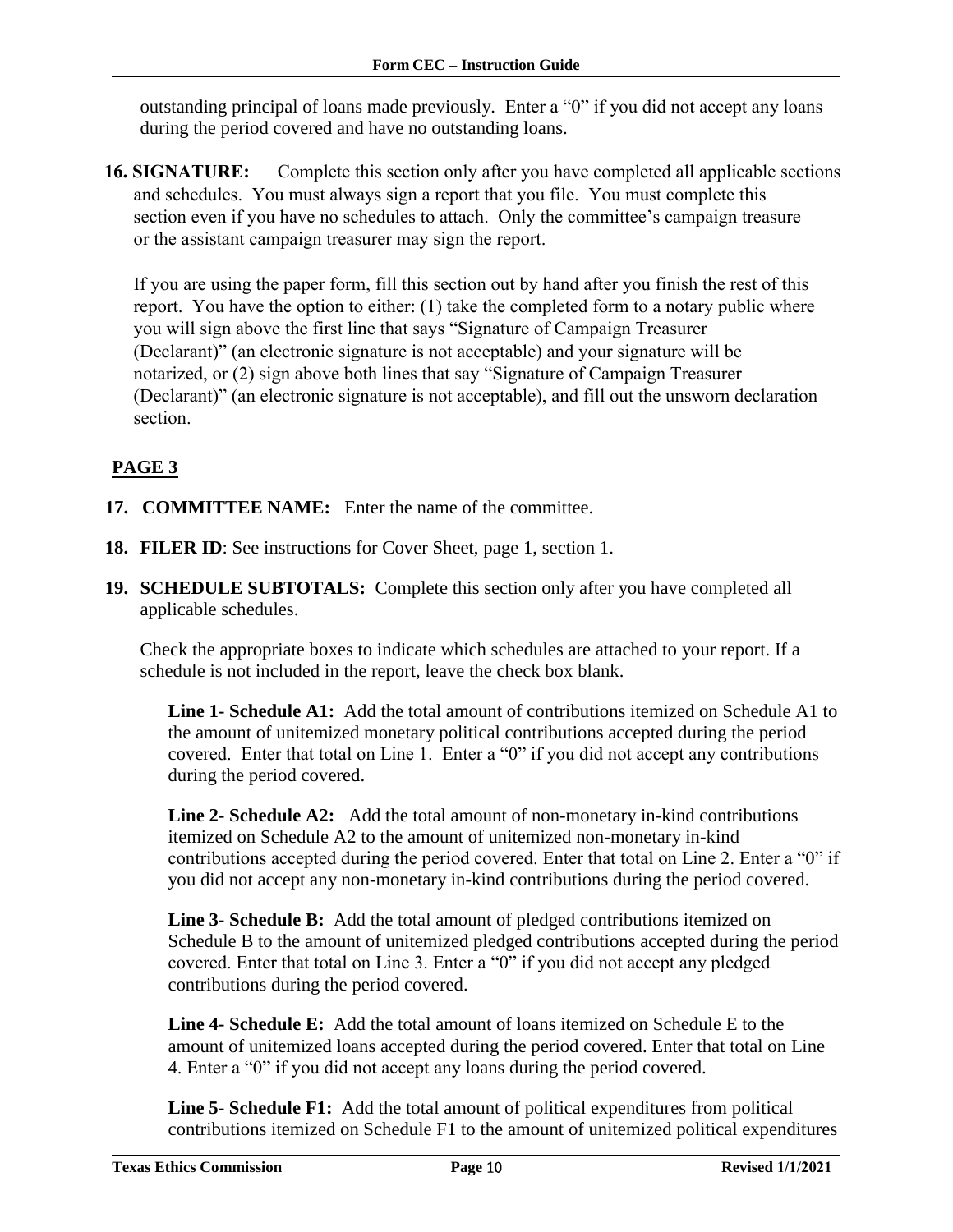outstanding principal of loans made previously. Enter a "0" if you did not accept any loans during the period covered and have no outstanding loans.

**16. SIGNATURE:** Complete this section only after you have completed all applicable sections and schedules. You must always sign a report that you file. You must complete this section even if you have no schedules to attach. Only the committee's campaign treasure or the assistant campaign treasurer may sign the report.

If you are using the paper form, fill this section out by hand after you finish the rest of this report. You have the option to either: (1) take the completed form to a notary public where you will sign above the first line that says "Signature of Campaign Treasurer (Declarant)" (an electronic signature is not acceptable) and your signature will be notarized, or (2) sign above both lines that say "Signature of Campaign Treasurer (Declarant)" (an electronic signature is not acceptable), and fill out the unsworn declaration section.

## PAGE 3

**17. COMMITTEE NAME:** Enter the name of the committee.

**18. FILER ID**: See instructions for Cover Sheet, page 1, section 1.

**19. SCHEDULE SUBTOTALS:** Complete this section only after you have completed all applicable schedules.

Check the appropriate boxes to indicate which schedules are attached to your report. If a schedule is not included in the report, leave the check box blank.

**Line 1- Schedule A1:** Add the total amount of contributions itemized on Schedule A1 to the amount of unitemized monetary political contributions accepted during the period covered. Enter that total on Line 1. Enter a "0" if you did not accept any contributions during the period covered.

**Line 2- Schedule A2:** Add the total amount of non-monetary in-kind contributions itemized on Schedule A2 to the amount of unitemized non-monetary in-kind contributions accepted during the period covered. Enter that total on Line 2. Enter a "0" if you did not accept any non-monetary in-kind contributions during the period covered.

**Line 3- Schedule B:** Add the total amount of pledged contributions itemized on Schedule B to the amount of unitemized pledged contributions accepted during the period covered. Enter that total on Line 3. Enter a "0" if you did not accept any pledged contributions during the period covered.

**Line 4- Schedule E:** Add the total amount of loans itemized on Schedule E to the amount of unitemized loans accepted during the period covered. Enter that total on Line 4. Enter a "0" if you did not accept any loans during the period covered.

**Line 5- Schedule F1:** Add the total amount of political expenditures from political contributions itemized on Schedule F1 to the amount of unitemized political expenditures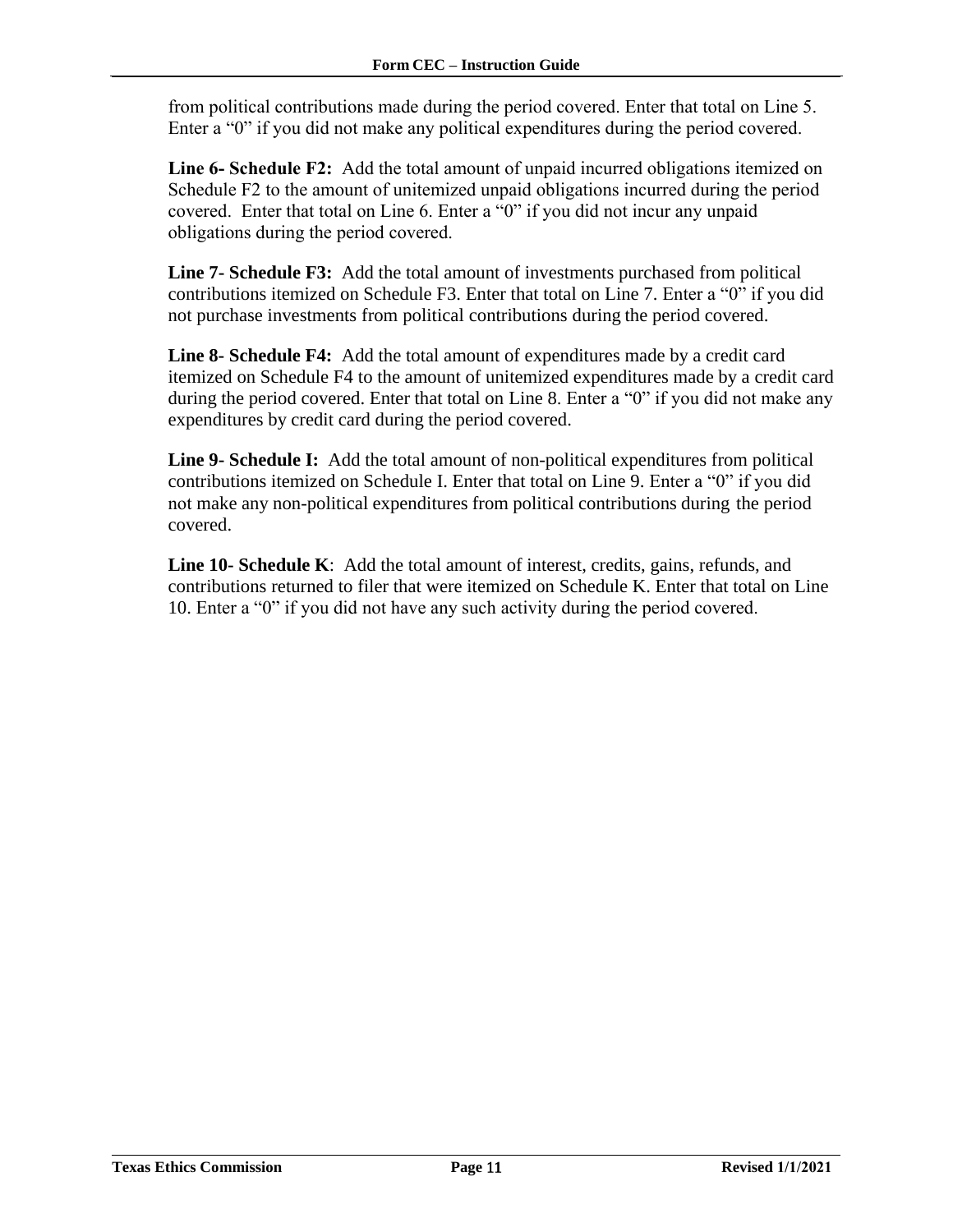from political contributions made during the period covered. Enter that total on Line 5. Enter a "0" if you did not make any political expenditures during the period covered.

**Line 6- Schedule F2:** Add the total amount of unpaid incurred obligations itemized on Schedule F2 to the amount of unitemized unpaid obligations incurred during the period covered. Enter that total on Line 6. Enter a "0" if you did not incur any unpaid obligations during the period covered.

**Line 7- Schedule F3:** Add the total amount of investments purchased from political contributions itemized on Schedule F3. Enter that total on Line 7. Enter a "0" if you did not purchase investments from political contributions during the period covered.

**Line 8- Schedule F4:** Add the total amount of expenditures made by a credit card itemized on Schedule F4 to the amount of unitemized expenditures made by a credit card during the period covered. Enter that total on Line 8. Enter a "0" if you did not make any expenditures by credit card during the period covered.

**Line 9- Schedule I:** Add the total amount of non-political expenditures from political contributions itemized on Schedule I. Enter that total on Line 9. Enter a "0" if you did not make any non-political expenditures from political contributions during the period covered.

**Line 10- Schedule K**: Add the total amount of interest, credits, gains, refunds, and contributions returned to filer that were itemized on Schedule K. Enter that total on Line 10. Enter a "0" if you did not have any such activity during the period covered.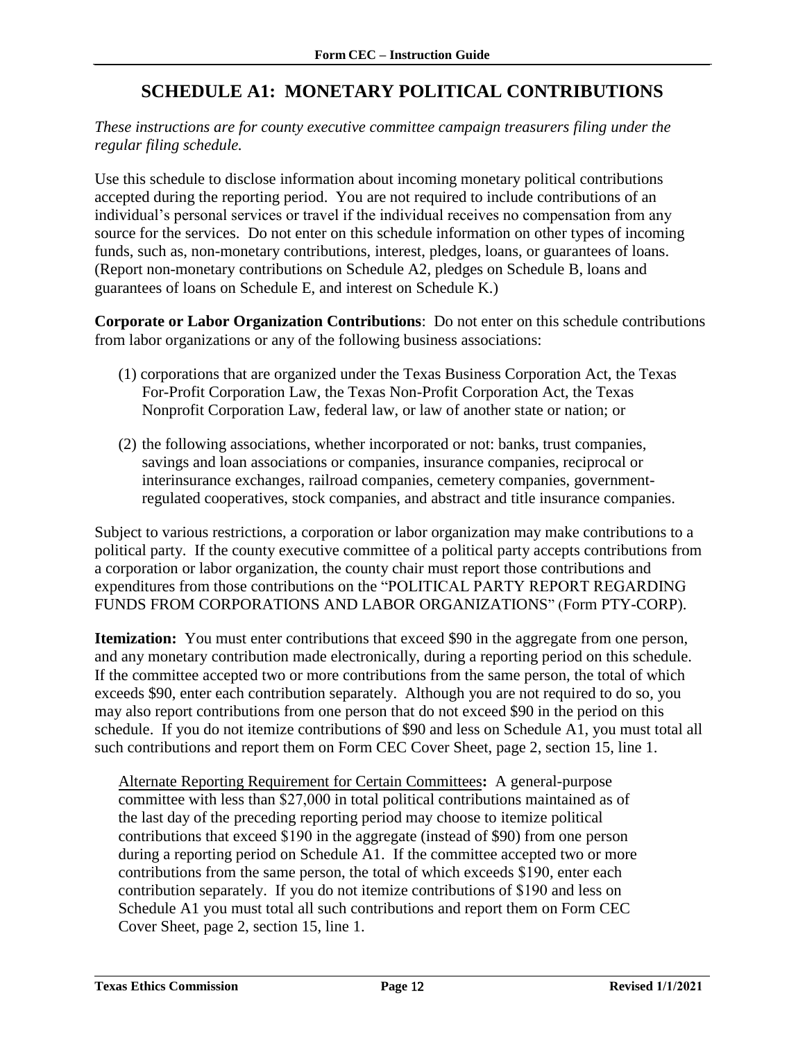# SCHEDULE A1: MONETARY POLITICAL CONTRIBUTIONS

*These instructions are for county executive committee campaign treasurers filing under the regular filing schedule.*

Use this schedule to disclose information about incoming monetary political contributions accepted during the reporting period. You are not required to include contributions of an individual's personal services or travel if the individual receives no compensation from any source for the services. Do not enter on this schedule information on other types of incoming funds, such as, non-monetary contributions, interest, pledges, loans, or guarantees of loans. (Report non-monetary contributions on Schedule A2, pledges on Schedule B, loans and guarantees of loans on Schedule E, and interest on Schedule K.)

**Corporate or Labor Organization Contributions**: Do not enter on this schedule contributions from labor organizations or any of the following business associations:

(1) corporations that are organized under the Texas Business Corporation Act, the Texas For-Profit Corporation Law, the Texas Non-Profit Corporation Act, the Texas Nonprofit Corporation Law, federal law, or law of another state or nation; or

(2) the following associations, whether incorporated or not: banks, trust companies, savings and loan associations or companies, insurance companies, reciprocal or interinsurance exchanges, railroad companies, cemetery companies, government-regulated cooperatives, stock companies, and abstract and title insurance companies.

Subject to various restrictions, a corporation or labor organization may make contributions to a political party. If the county executive committee of a political party accepts contributions from a corporation or labor organization, the county chair must report those contributions and expenditures from those contributions on the "POLITICAL PARTY REPORT REGARDING FUNDS FROM CORPORATIONS AND LABOR ORGANIZATIONS" (Form PTY-CORP).

**Itemization:** You must enter contributions that exceed $90 in the aggregate from one person, and any monetary contribution made electronically, during a reporting period on this schedule. If the committee accepted two or more contributions from the same person, the total of which exceeds $90, enter each contribution separately. Although you are not required to do so, you may also report contributions from one person that do not exceed $90 in the period on this schedule. If you do not itemize contributions of $90 and less on Schedule A1, you must total all such contributions and report them on Form CEC Cover Sheet, page 2, section 15, line 1.

Alternate Reporting Requirement for Certain Committees**:** A general-purpose committee with less than $27,000 in total political contributions maintained as of the last day of the preceding reporting period may choose to itemize political contributions that exceed $190 in the aggregate (instead of $90) from one person during a reporting period on Schedule A1. If the committee accepted two or more contributions from the same person, the total of which exceeds $190, enter each contribution separately. If you do not itemize contributions of $190 and less on Schedule A1 you must total all such contributions and report them on Form CEC Cover Sheet, page 2, section 15, line 1.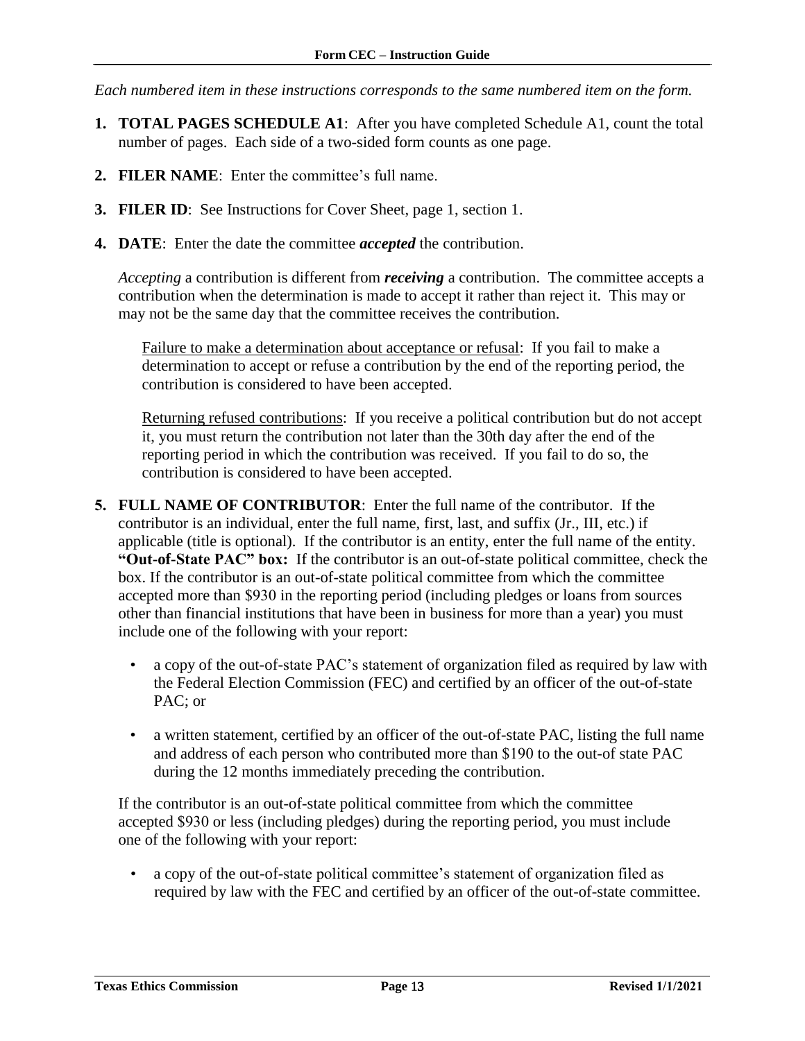*Each numbered item in these instructions corresponds to the same numbered item on the form.*

1. **TOTAL PAGES SCHEDULE A1**: After you have completed Schedule A1, count the total number of pages. Each side of a two-sided form counts as one page.

2. **FILER NAME**: Enter the committee's full name.

3. **FILER ID**: See Instructions for Cover Sheet, page 1, section 1.

4. **DATE**: Enter the date the committee ***accepted*** the contribution.

   *Accepting* a contribution is different from ***receiving*** a contribution. The committee accepts a contribution when the determination is made to accept it rather than reject it. This may or may not be the same day that the committee receives the contribution.

   Failure to make a determination about acceptance or refusal: If you fail to make a determination to accept or refuse a contribution by the end of the reporting period, the contribution is considered to have been accepted.

   Returning refused contributions: If you receive a political contribution but do not accept it, you must return the contribution not later than the 30th day after the end of the reporting period in which the contribution was received. If you fail to do so, the contribution is considered to have been accepted.

5. **FULL NAME OF CONTRIBUTOR**: Enter the full name of the contributor. If the contributor is an individual, enter the full name, first, last, and suffix (Jr., III, etc.) if applicable (title is optional). If the contributor is an entity, enter the full name of the entity. **"Out-of-State PAC" box:** If the contributor is an out-of-state political committee, check the box. If the contributor is an out-of-state political committee from which the committee accepted more than $930 in the reporting period (including pledges or loans from sources other than financial institutions that have been in business for more than a year) you must include one of the following with your report:

   - a copy of the out-of-state PAC's statement of organization filed as required by law with the Federal Election Commission (FEC) and certified by an officer of the out-of-state PAC; or
   - a written statement, certified by an officer of the out-of-state PAC, listing the full name and address of each person who contributed more than $190 to the out-of state PAC during the 12 months immediately preceding the contribution.

   If the contributor is an out-of-state political committee from which the committee accepted $930 or less (including pledges) during the reporting period, you must include one of the following with your report:

   - a copy of the out-of-state political committee's statement of organization filed as required by law with the FEC and certified by an officer of the out-of-state committee.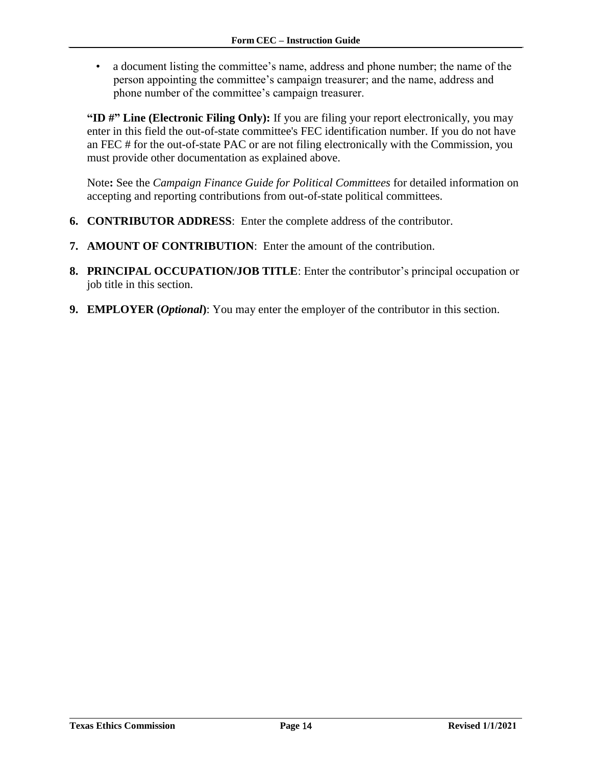- a document listing the committee's name, address and phone number; the name of the person appointing the committee's campaign treasurer; and the name, address and phone number of the committee's campaign treasurer.

**"ID #" Line (Electronic Filing Only):** If you are filing your report electronically, you may enter in this field the out-of-state committee's FEC identification number. If you do not have an FEC # for the out-of-state PAC or are not filing electronically with the Commission, you must provide other documentation as explained above.

Note**:** See the *Campaign Finance Guide for Political Committees* for detailed information on accepting and reporting contributions from out-of-state political committees.

6. **CONTRIBUTOR ADDRESS**: Enter the complete address of the contributor.

7. **AMOUNT OF CONTRIBUTION**: Enter the amount of the contribution.

8. **PRINCIPAL OCCUPATION/JOB TITLE**: Enter the contributor's principal occupation or job title in this section.

9. **EMPLOYER (*Optional*)**: You may enter the employer of the contributor in this section.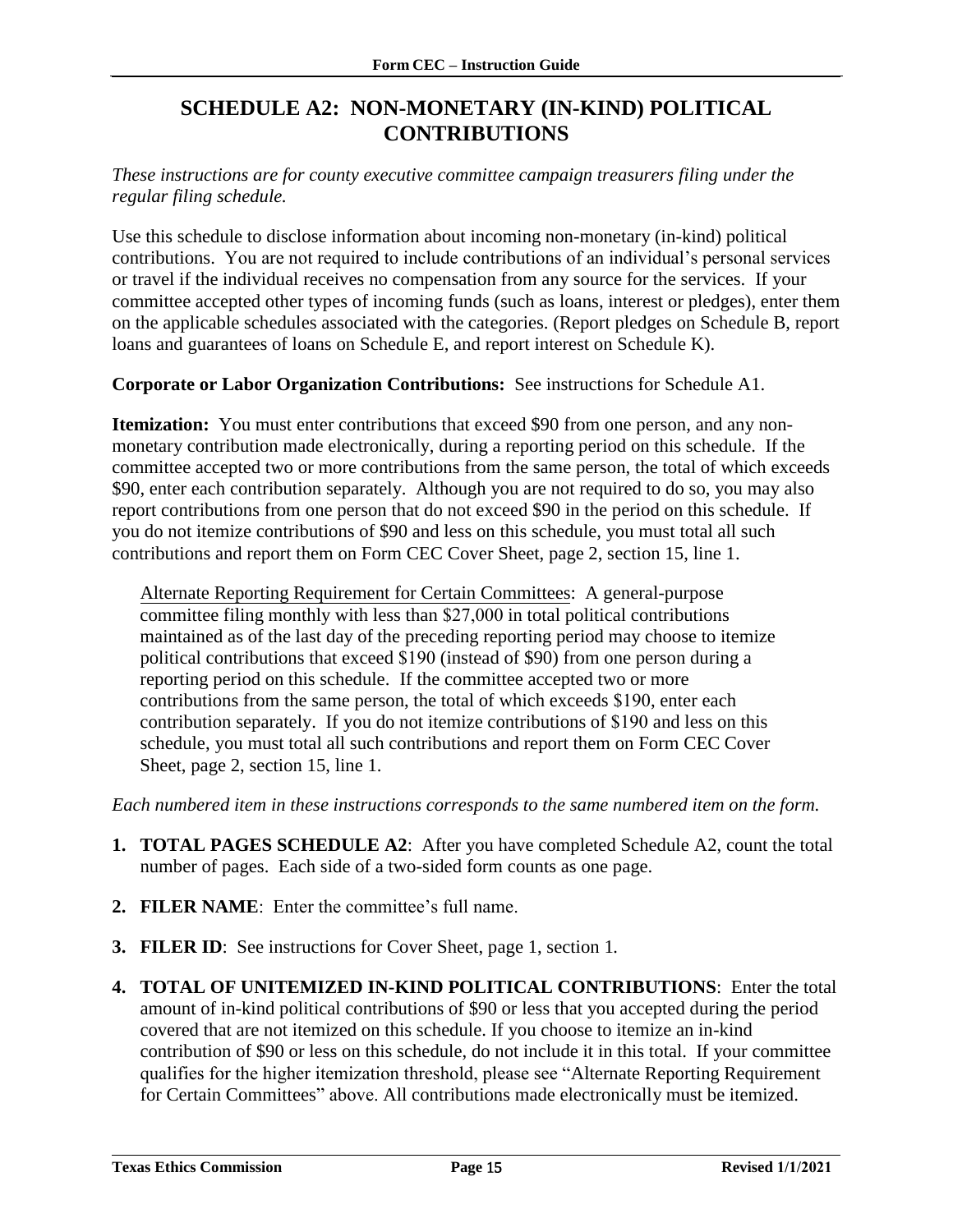# SCHEDULE A2: NON-MONETARY (IN-KIND) POLITICAL CONTRIBUTIONS

*These instructions are for county executive committee campaign treasurers filing under the regular filing schedule.*

Use this schedule to disclose information about incoming non-monetary (in-kind) political contributions. You are not required to include contributions of an individual's personal services or travel if the individual receives no compensation from any source for the services. If your committee accepted other types of incoming funds (such as loans, interest or pledges), enter them on the applicable schedules associated with the categories. (Report pledges on Schedule B, report loans and guarantees of loans on Schedule E, and report interest on Schedule K).

**Corporate or Labor Organization Contributions:** See instructions for Schedule A1.

**Itemization:** You must enter contributions that exceed $90 from one person, and any non-monetary contribution made electronically, during a reporting period on this schedule. If the committee accepted two or more contributions from the same person, the total of which exceeds $90, enter each contribution separately. Although you are not required to do so, you may also report contributions from one person that do not exceed $90 in the period on this schedule. If you do not itemize contributions of $90 and less on this schedule, you must total all such contributions and report them on Form CEC Cover Sheet, page 2, section 15, line 1.

> Alternate Reporting Requirement for Certain Committees: A general-purpose committee filing monthly with less than $27,000 in total political contributions maintained as of the last day of the preceding reporting period may choose to itemize political contributions that exceed $190 (instead of $90) from one person during a reporting period on this schedule. If the committee accepted two or more contributions from the same person, the total of which exceeds $190, enter each contribution separately. If you do not itemize contributions of $190 and less on this schedule, you must total all such contributions and report them on Form CEC Cover Sheet, page 2, section 15, line 1.

*Each numbered item in these instructions corresponds to the same numbered item on the form.*

1. **TOTAL PAGES SCHEDULE A2**: After you have completed Schedule A2, count the total number of pages. Each side of a two-sided form counts as one page.
2. **FILER NAME**: Enter the committee's full name.
3. **FILER ID**: See instructions for Cover Sheet, page 1, section 1.
4. **TOTAL OF UNITEMIZED IN-KIND POLITICAL CONTRIBUTIONS**: Enter the total amount of in-kind political contributions of $90 or less that you accepted during the period covered that are not itemized on this schedule. If you choose to itemize an in-kind contribution of $90 or less on this schedule, do not include it in this total. If your committee qualifies for the higher itemization threshold, please see "Alternate Reporting Requirement for Certain Committees" above. All contributions made electronically must be itemized.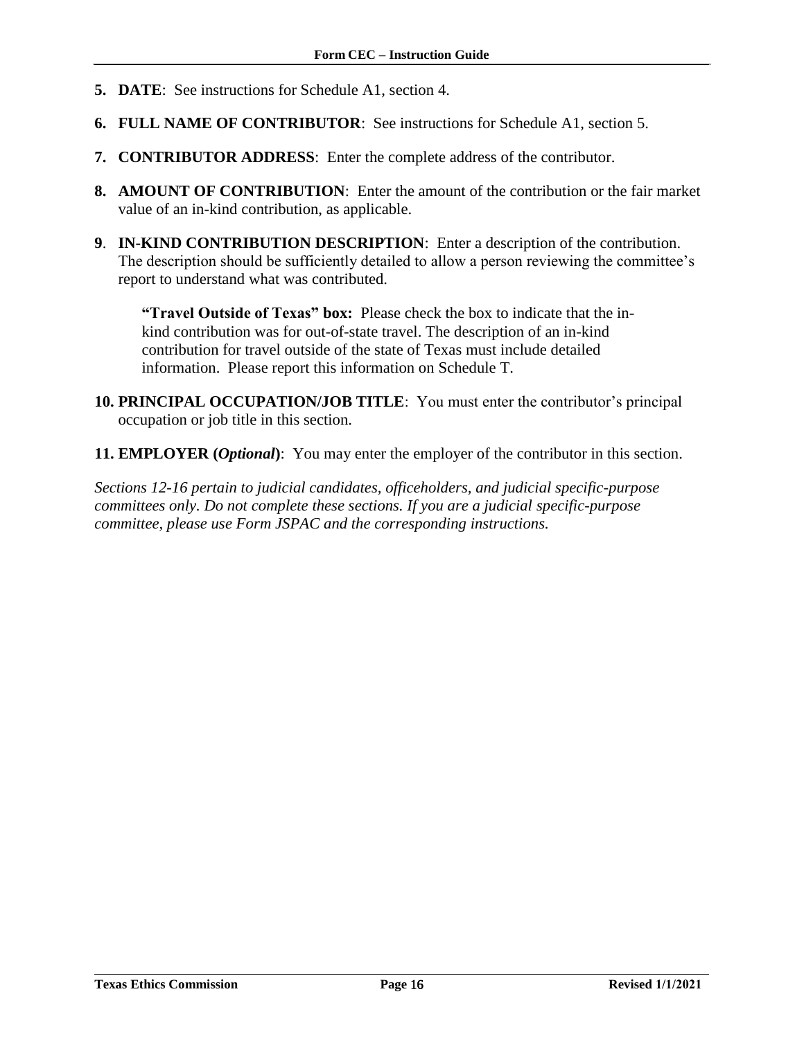**5. DATE**: See instructions for Schedule A1, section 4.

**6. FULL NAME OF CONTRIBUTOR**: See instructions for Schedule A1, section 5.

**7. CONTRIBUTOR ADDRESS**: Enter the complete address of the contributor.

**8. AMOUNT OF CONTRIBUTION**: Enter the amount of the contribution or the fair market value of an in-kind contribution, as applicable.

**9**. **IN-KIND CONTRIBUTION DESCRIPTION**: Enter a description of the contribution. The description should be sufficiently detailed to allow a person reviewing the committee's report to understand what was contributed.

> **"Travel Outside of Texas" box:** Please check the box to indicate that the in-kind contribution was for out-of-state travel. The description of an in-kind contribution for travel outside of the state of Texas must include detailed information. Please report this information on Schedule T.

**10. PRINCIPAL OCCUPATION/JOB TITLE**: You must enter the contributor's principal occupation or job title in this section.

**11. EMPLOYER (*Optional*)**: You may enter the employer of the contributor in this section.

*Sections 12-16 pertain to judicial candidates, officeholders, and judicial specific-purpose committees only. Do not complete these sections. If you are a judicial specific-purpose committee, please use Form JSPAC and the corresponding instructions.*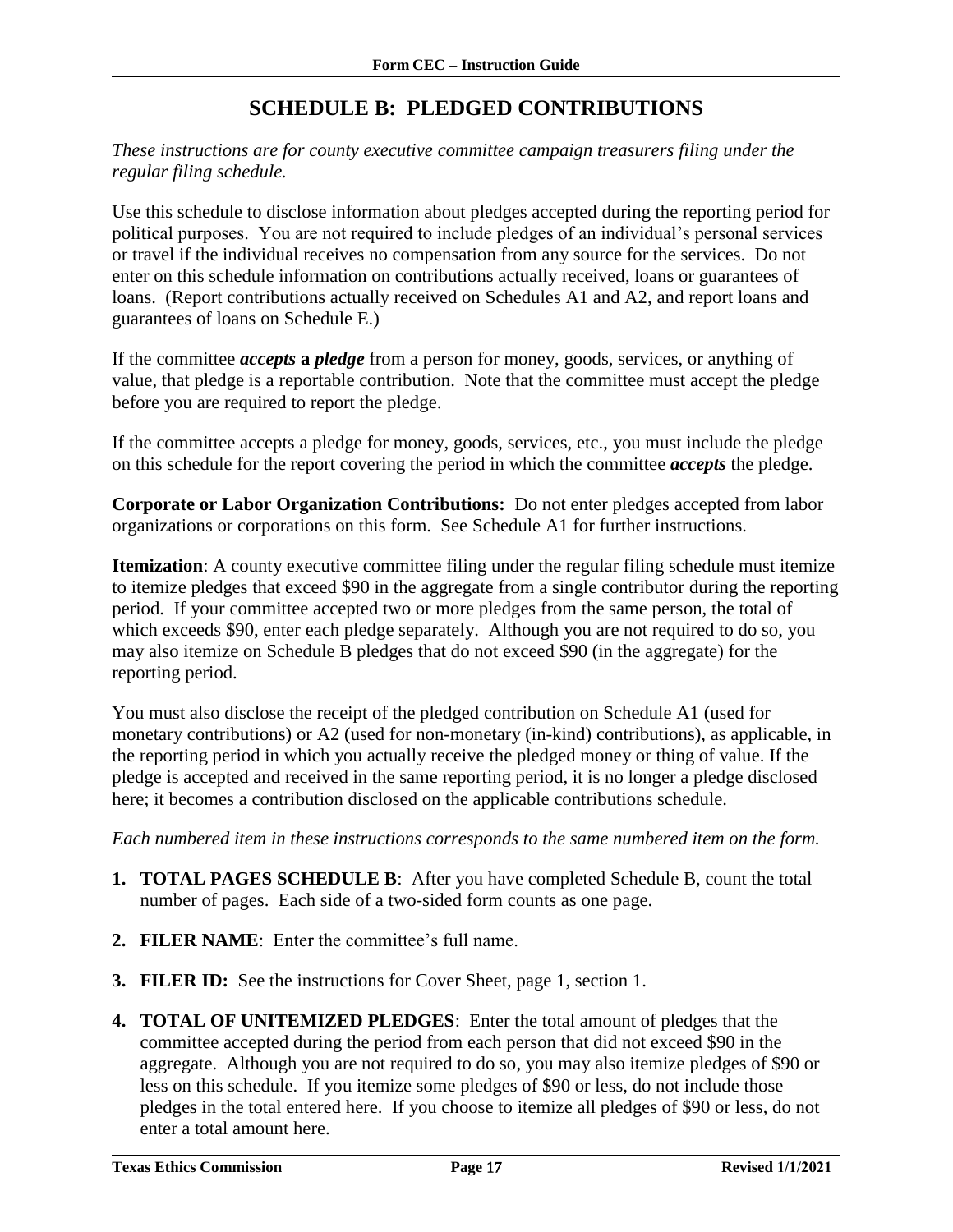# SCHEDULE B: PLEDGED CONTRIBUTIONS

*These instructions are for county executive committee campaign treasurers filing under the regular filing schedule.*

Use this schedule to disclose information about pledges accepted during the reporting period for political purposes. You are not required to include pledges of an individual's personal services or travel if the individual receives no compensation from any source for the services. Do not enter on this schedule information on contributions actually received, loans or guarantees of loans. (Report contributions actually received on Schedules A1 and A2, and report loans and guarantees of loans on Schedule E.)

If the committee ***accepts* a *pledge*** from a person for money, goods, services, or anything of value, that pledge is a reportable contribution. Note that the committee must accept the pledge before you are required to report the pledge.

If the committee accepts a pledge for money, goods, services, etc., you must include the pledge on this schedule for the report covering the period in which the committee ***accepts*** the pledge.

**Corporate or Labor Organization Contributions:** Do not enter pledges accepted from labor organizations or corporations on this form. See Schedule A1 for further instructions.

**Itemization**: A county executive committee filing under the regular filing schedule must itemize to itemize pledges that exceed $90 in the aggregate from a single contributor during the reporting period. If your committee accepted two or more pledges from the same person, the total of which exceeds $90, enter each pledge separately. Although you are not required to do so, you may also itemize on Schedule B pledges that do not exceed $90 (in the aggregate) for the reporting period.

You must also disclose the receipt of the pledged contribution on Schedule A1 (used for monetary contributions) or A2 (used for non-monetary (in-kind) contributions), as applicable, in the reporting period in which you actually receive the pledged money or thing of value. If the pledge is accepted and received in the same reporting period, it is no longer a pledge disclosed here; it becomes a contribution disclosed on the applicable contributions schedule.

*Each numbered item in these instructions corresponds to the same numbered item on the form.*

1. **TOTAL PAGES SCHEDULE B**: After you have completed Schedule B, count the total number of pages. Each side of a two-sided form counts as one page.
2. **FILER NAME**: Enter the committee's full name.
3. **FILER ID:** See the instructions for Cover Sheet, page 1, section 1.
4. **TOTAL OF UNITEMIZED PLEDGES**: Enter the total amount of pledges that the committee accepted during the period from each person that did not exceed $90 in the aggregate. Although you are not required to do so, you may also itemize pledges of $90 or less on this schedule. If you itemize some pledges of $90 or less, do not include those pledges in the total entered here. If you choose to itemize all pledges of $90 or less, do not enter a total amount here.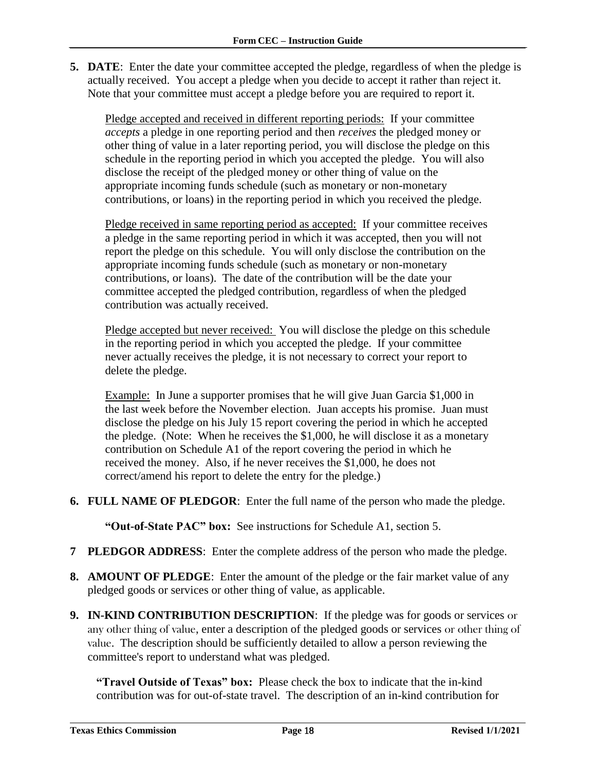**5. DATE**: Enter the date your committee accepted the pledge, regardless of when the pledge is actually received. You accept a pledge when you decide to accept it rather than reject it. Note that your committee must accept a pledge before you are required to report it.

Pledge accepted and received in different reporting periods: If your committee *accepts* a pledge in one reporting period and then *receives* the pledged money or other thing of value in a later reporting period, you will disclose the pledge on this schedule in the reporting period in which you accepted the pledge. You will also disclose the receipt of the pledged money or other thing of value on the appropriate incoming funds schedule (such as monetary or non-monetary contributions, or loans) in the reporting period in which you received the pledge.

Pledge received in same reporting period as accepted: If your committee receives a pledge in the same reporting period in which it was accepted, then you will not report the pledge on this schedule. You will only disclose the contribution on the appropriate incoming funds schedule (such as monetary or non-monetary contributions, or loans). The date of the contribution will be the date your committee accepted the pledged contribution, regardless of when the pledged contribution was actually received.

Pledge accepted but never received: You will disclose the pledge on this schedule in the reporting period in which you accepted the pledge. If your committee never actually receives the pledge, it is not necessary to correct your report to delete the pledge.

Example: In June a supporter promises that he will give Juan Garcia $1,000 in the last week before the November election. Juan accepts his promise. Juan must disclose the pledge on his July 15 report covering the period in which he accepted the pledge. (Note: When he receives the $1,000, he will disclose it as a monetary contribution on Schedule A1 of the report covering the period in which he received the money. Also, if he never receives the $1,000, he does not correct/amend his report to delete the entry for the pledge.)

**6. FULL NAME OF PLEDGOR**: Enter the full name of the person who made the pledge.

**"Out-of-State PAC" box:** See instructions for Schedule A1, section 5.

**7 PLEDGOR ADDRESS**: Enter the complete address of the person who made the pledge.

**8. AMOUNT OF PLEDGE**: Enter the amount of the pledge or the fair market value of any pledged goods or services or other thing of value, as applicable.

**9. IN-KIND CONTRIBUTION DESCRIPTION**: If the pledge was for goods or services or any other thing of value, enter a description of the pledged goods or services or other thing of value. The description should be sufficiently detailed to allow a person reviewing the committee's report to understand what was pledged.

**"Travel Outside of Texas" box:** Please check the box to indicate that the in-kind contribution was for out-of-state travel. The description of an in-kind contribution for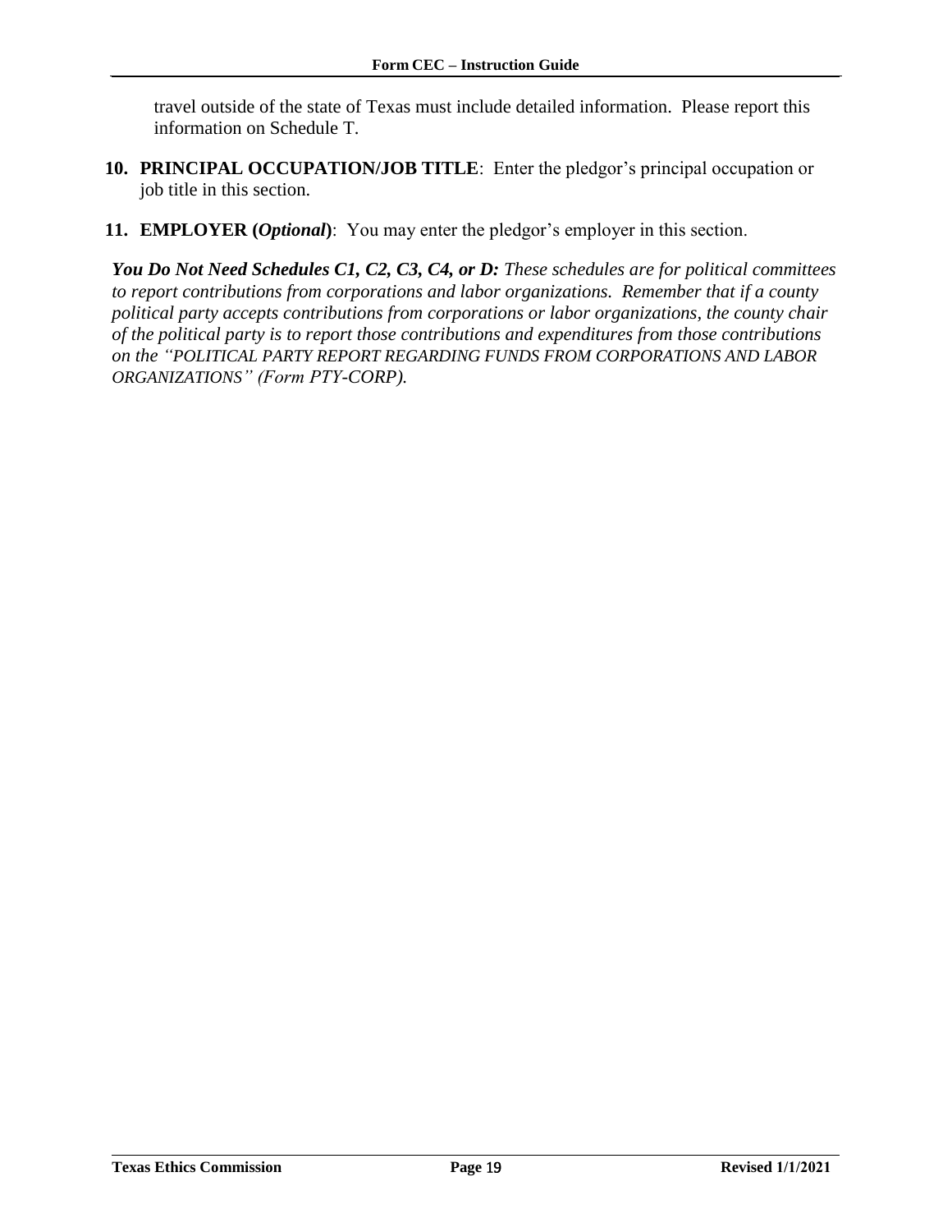travel outside of the state of Texas must include detailed information. Please report this information on Schedule T.

10. **PRINCIPAL OCCUPATION/JOB TITLE**: Enter the pledgor's principal occupation or job title in this section.

11. **EMPLOYER (*Optional*)**: You may enter the pledgor's employer in this section.

***You Do Not Need Schedules C1, C2, C3, C4, or D:*** *These schedules are for political committees to report contributions from corporations and labor organizations. Remember that if a county political party accepts contributions from corporations or labor organizations, the county chair of the political party is to report those contributions and expenditures from those contributions on the "POLITICAL PARTY REPORT REGARDING FUNDS FROM CORPORATIONS AND LABOR ORGANIZATIONS" (Form PTY-CORP).*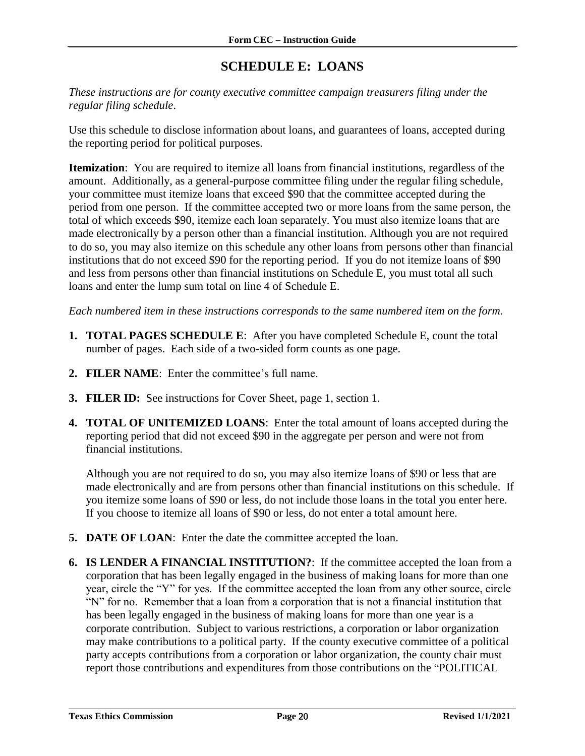# SCHEDULE E: LOANS

*These instructions are for county executive committee campaign treasurers filing under the regular filing schedule*.

Use this schedule to disclose information about loans, and guarantees of loans, accepted during the reporting period for political purposes.

**Itemization**: You are required to itemize all loans from financial institutions, regardless of the amount. Additionally, as a general-purpose committee filing under the regular filing schedule, your committee must itemize loans that exceed $90 that the committee accepted during the period from one person. If the committee accepted two or more loans from the same person, the total of which exceeds $90, itemize each loan separately. You must also itemize loans that are made electronically by a person other than a financial institution. Although you are not required to do so, you may also itemize on this schedule any other loans from persons other than financial institutions that do not exceed $90 for the reporting period. If you do not itemize loans of $90 and less from persons other than financial institutions on Schedule E, you must total all such loans and enter the lump sum total on line 4 of Schedule E.

*Each numbered item in these instructions corresponds to the same numbered item on the form.*

1. **TOTAL PAGES SCHEDULE E**: After you have completed Schedule E, count the total number of pages. Each side of a two-sided form counts as one page.

2. **FILER NAME**: Enter the committee's full name.

3. **FILER ID:** See instructions for Cover Sheet, page 1, section 1.

4. **TOTAL OF UNITEMIZED LOANS**: Enter the total amount of loans accepted during the reporting period that did not exceed $90 in the aggregate per person and were not from financial institutions.

   Although you are not required to do so, you may also itemize loans of $90 or less that are made electronically and are from persons other than financial institutions on this schedule. If you itemize some loans of $90 or less, do not include those loans in the total you enter here. If you choose to itemize all loans of $90 or less, do not enter a total amount here.

5. **DATE OF LOAN**: Enter the date the committee accepted the loan.

6. **IS LENDER A FINANCIAL INSTITUTION?**: If the committee accepted the loan from a corporation that has been legally engaged in the business of making loans for more than one year, circle the "Y" for yes. If the committee accepted the loan from any other source, circle "N" for no. Remember that a loan from a corporation that is not a financial institution that has been legally engaged in the business of making loans for more than one year is a corporate contribution. Subject to various restrictions, a corporation or labor organization may make contributions to a political party. If the county executive committee of a political party accepts contributions from a corporation or labor organization, the county chair must report those contributions and expenditures from those contributions on the "POLITICAL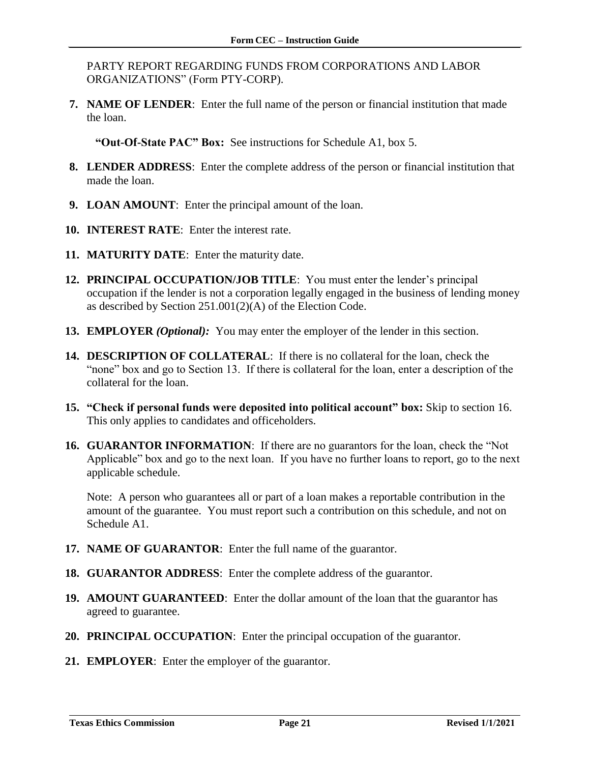PARTY REPORT REGARDING FUNDS FROM CORPORATIONS AND LABOR ORGANIZATIONS" (Form PTY-CORP).

7. **NAME OF LENDER**: Enter the full name of the person or financial institution that made the loan.

   **"Out-Of-State PAC" Box:** See instructions for Schedule A1, box 5.

8. **LENDER ADDRESS**: Enter the complete address of the person or financial institution that made the loan.

9. **LOAN AMOUNT**: Enter the principal amount of the loan.

10. **INTEREST RATE**: Enter the interest rate.

11. **MATURITY DATE**: Enter the maturity date.

12. **PRINCIPAL OCCUPATION/JOB TITLE**: You must enter the lender's principal occupation if the lender is not a corporation legally engaged in the business of lending money as described by Section 251.001(2)(A) of the Election Code.

13. **EMPLOYER** ***(Optional):*** You may enter the employer of the lender in this section.

14. **DESCRIPTION OF COLLATERAL**: If there is no collateral for the loan, check the "none" box and go to Section 13. If there is collateral for the loan, enter a description of the collateral for the loan.

15. **"Check if personal funds were deposited into political account" box:** Skip to section 16. This only applies to candidates and officeholders.

16. **GUARANTOR INFORMATION**: If there are no guarantors for the loan, check the "Not Applicable" box and go to the next loan. If you have no further loans to report, go to the next applicable schedule.

    Note: A person who guarantees all or part of a loan makes a reportable contribution in the amount of the guarantee. You must report such a contribution on this schedule, and not on Schedule A1.

17. **NAME OF GUARANTOR**: Enter the full name of the guarantor.

18. **GUARANTOR ADDRESS**: Enter the complete address of the guarantor.

19. **AMOUNT GUARANTEED**: Enter the dollar amount of the loan that the guarantor has agreed to guarantee.

20. **PRINCIPAL OCCUPATION**: Enter the principal occupation of the guarantor.

21. **EMPLOYER**: Enter the employer of the guarantor.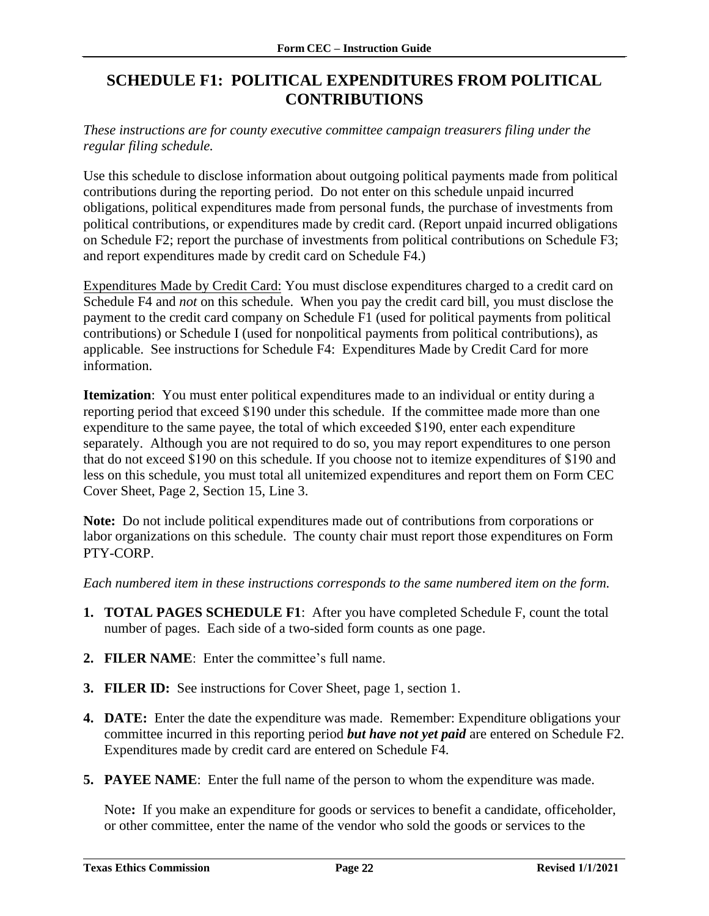# SCHEDULE F1: POLITICAL EXPENDITURES FROM POLITICAL CONTRIBUTIONS

*These instructions are for county executive committee campaign treasurers filing under the regular filing schedule.*

Use this schedule to disclose information about outgoing political payments made from political contributions during the reporting period. Do not enter on this schedule unpaid incurred obligations, political expenditures made from personal funds, the purchase of investments from political contributions, or expenditures made by credit card. (Report unpaid incurred obligations on Schedule F2; report the purchase of investments from political contributions on Schedule F3; and report expenditures made by credit card on Schedule F4.)

Expenditures Made by Credit Card: You must disclose expenditures charged to a credit card on Schedule F4 and *not* on this schedule. When you pay the credit card bill, you must disclose the payment to the credit card company on Schedule F1 (used for political payments from political contributions) or Schedule I (used for nonpolitical payments from political contributions), as applicable. See instructions for Schedule F4: Expenditures Made by Credit Card for more information.

**Itemization**: You must enter political expenditures made to an individual or entity during a reporting period that exceed $190 under this schedule. If the committee made more than one expenditure to the same payee, the total of which exceeded $190, enter each expenditure separately. Although you are not required to do so, you may report expenditures to one person that do not exceed $190 on this schedule. If you choose not to itemize expenditures of $190 and less on this schedule, you must total all unitemized expenditures and report them on Form CEC Cover Sheet, Page 2, Section 15, Line 3.

**Note:** Do not include political expenditures made out of contributions from corporations or labor organizations on this schedule. The county chair must report those expenditures on Form PTY-CORP.

*Each numbered item in these instructions corresponds to the same numbered item on the form.*

1. **TOTAL PAGES SCHEDULE F1**: After you have completed Schedule F, count the total number of pages. Each side of a two-sided form counts as one page.
2. **FILER NAME**: Enter the committee's full name.
3. **FILER ID:** See instructions for Cover Sheet, page 1, section 1.
4. **DATE:** Enter the date the expenditure was made. Remember: Expenditure obligations your committee incurred in this reporting period ***but have not yet paid*** are entered on Schedule F2. Expenditures made by credit card are entered on Schedule F4.
5. **PAYEE NAME**: Enter the full name of the person to whom the expenditure was made.

   Note**:** If you make an expenditure for goods or services to benefit a candidate, officeholder, or other committee, enter the name of the vendor who sold the goods or services to the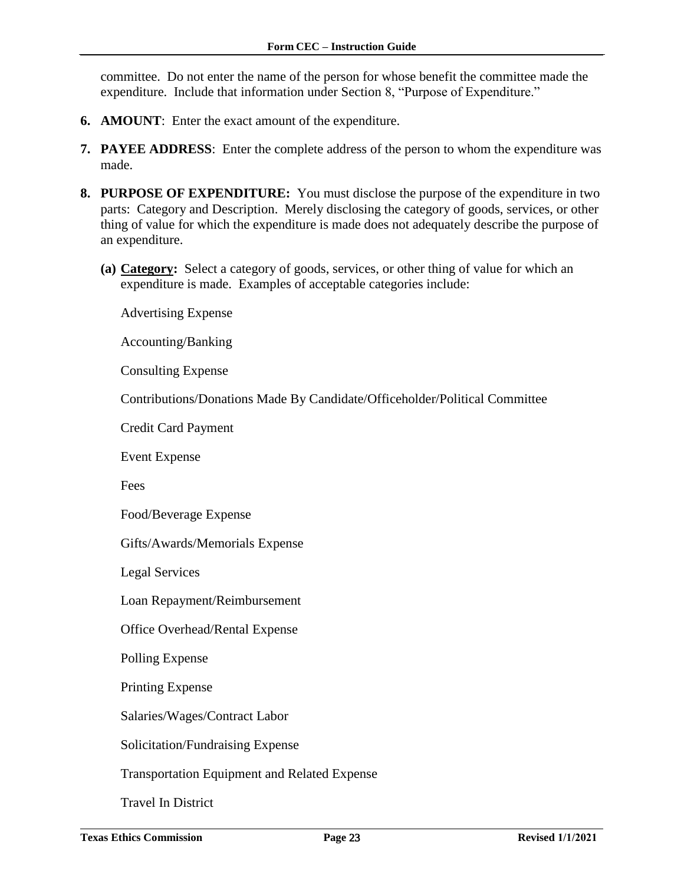committee. Do not enter the name of the person for whose benefit the committee made the expenditure. Include that information under Section 8, "Purpose of Expenditure."

**6. AMOUNT**: Enter the exact amount of the expenditure.

**7. PAYEE ADDRESS**: Enter the complete address of the person to whom the expenditure was made.

**8. PURPOSE OF EXPENDITURE:** You must disclose the purpose of the expenditure in two parts: Category and Description. Merely disclosing the category of goods, services, or other thing of value for which the expenditure is made does not adequately describe the purpose of an expenditure.

**(a) <u>Category</u>:** Select a category of goods, services, or other thing of value for which an expenditure is made. Examples of acceptable categories include:

Advertising Expense

Accounting/Banking

Consulting Expense

Contributions/Donations Made By Candidate/Officeholder/Political Committee

Credit Card Payment

Event Expense

Fees

Food/Beverage Expense

Gifts/Awards/Memorials Expense

Legal Services

Loan Repayment/Reimbursement

Office Overhead/Rental Expense

Polling Expense

Printing Expense

Salaries/Wages/Contract Labor

Solicitation/Fundraising Expense

Transportation Equipment and Related Expense

Travel In District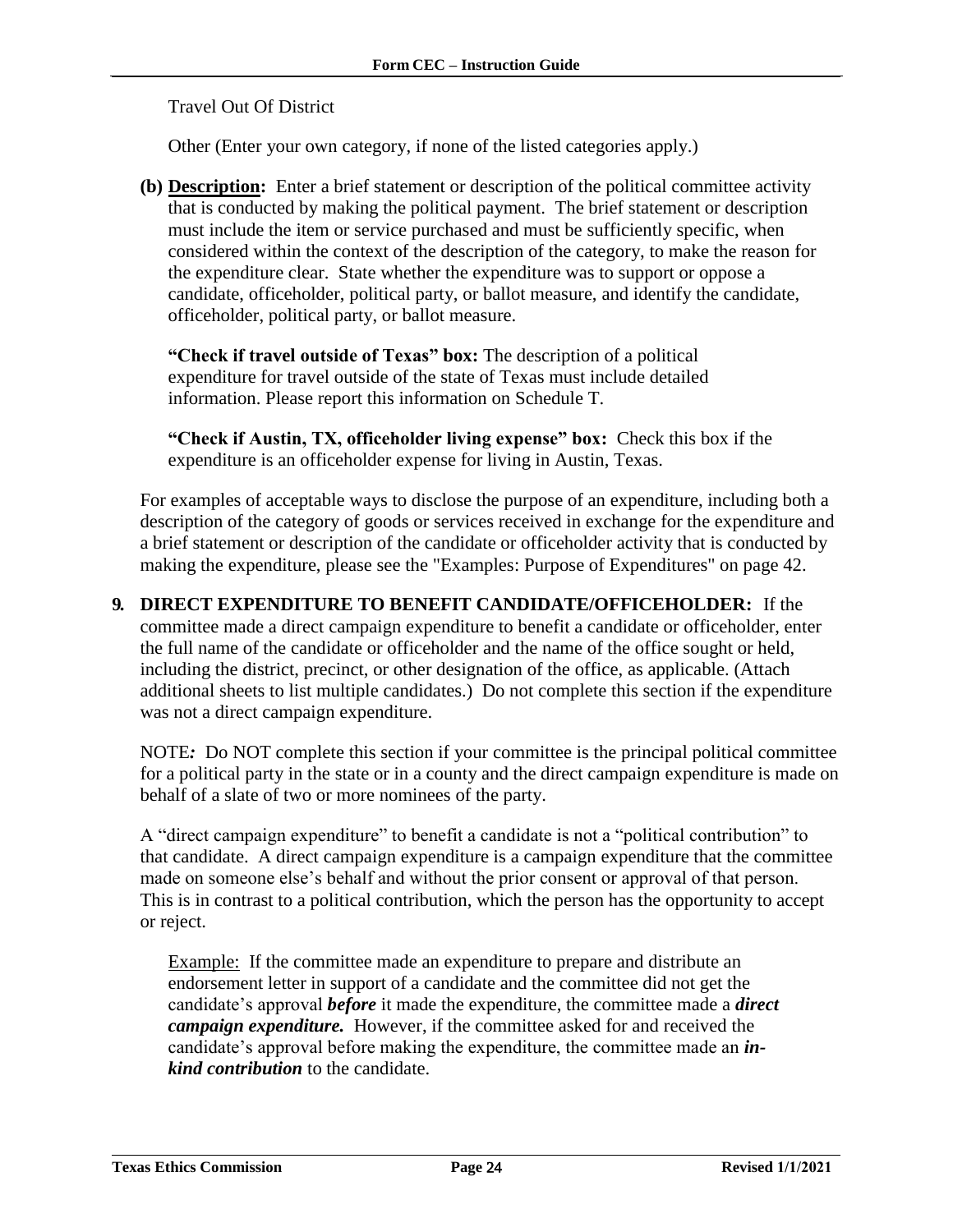Travel Out Of District

Other (Enter your own category, if none of the listed categories apply.)

**(b) <u>Description</u>:** Enter a brief statement or description of the political committee activity that is conducted by making the political payment. The brief statement or description must include the item or service purchased and must be sufficiently specific, when considered within the context of the description of the category, to make the reason for the expenditure clear. State whether the expenditure was to support or oppose a candidate, officeholder, political party, or ballot measure, and identify the candidate, officeholder, political party, or ballot measure.

**"Check if travel outside of Texas" box:** The description of a political expenditure for travel outside of the state of Texas must include detailed information. Please report this information on Schedule T.

**"Check if Austin, TX, officeholder living expense" box:** Check this box if the expenditure is an officeholder expense for living in Austin, Texas.

For examples of acceptable ways to disclose the purpose of an expenditure, including both a description of the category of goods or services received in exchange for the expenditure and a brief statement or description of the candidate or officeholder activity that is conducted by making the expenditure, please see the "Examples: Purpose of Expenditures" on page 42.

**9. DIRECT EXPENDITURE TO BENEFIT CANDIDATE/OFFICEHOLDER:** If the committee made a direct campaign expenditure to benefit a candidate or officeholder, enter the full name of the candidate or officeholder and the name of the office sought or held, including the district, precinct, or other designation of the office, as applicable. (Attach additional sheets to list multiple candidates.) Do not complete this section if the expenditure was not a direct campaign expenditure.

NOTE*:* Do NOT complete this section if your committee is the principal political committee for a political party in the state or in a county and the direct campaign expenditure is made on behalf of a slate of two or more nominees of the party.

A "direct campaign expenditure" to benefit a candidate is not a "political contribution" to that candidate. A direct campaign expenditure is a campaign expenditure that the committee made on someone else's behalf and without the prior consent or approval of that person. This is in contrast to a political contribution, which the person has the opportunity to accept or reject.

<u>Example:</u> If the committee made an expenditure to prepare and distribute an endorsement letter in support of a candidate and the committee did not get the candidate's approval ***before*** it made the expenditure, the committee made a ***direct campaign expenditure.*** However, if the committee asked for and received the candidate's approval before making the expenditure, the committee made an ***in-kind contribution*** to the candidate.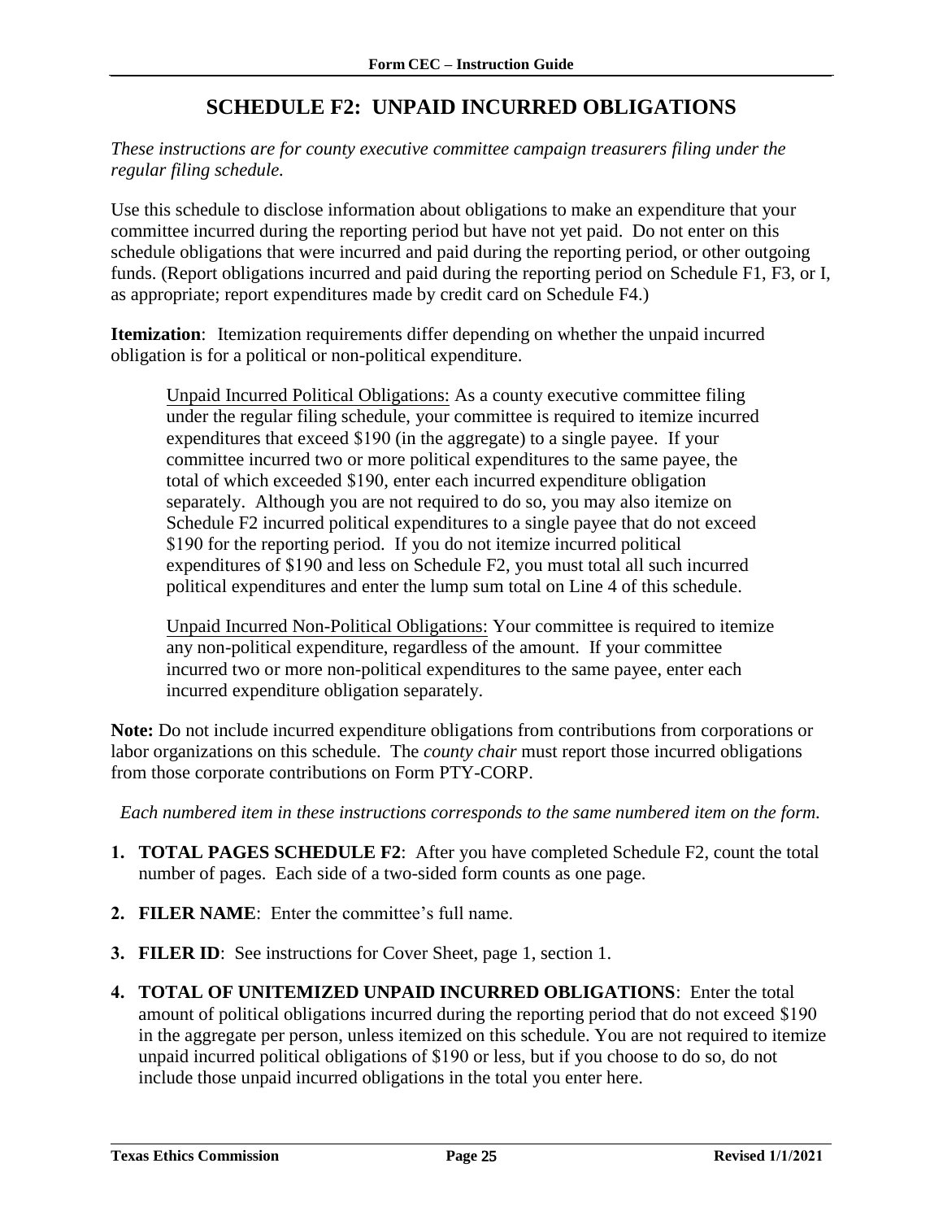# SCHEDULE F2: UNPAID INCURRED OBLIGATIONS

*These instructions are for county executive committee campaign treasurers filing under the regular filing schedule.*

Use this schedule to disclose information about obligations to make an expenditure that your committee incurred during the reporting period but have not yet paid. Do not enter on this schedule obligations that were incurred and paid during the reporting period, or other outgoing funds. (Report obligations incurred and paid during the reporting period on Schedule F1, F3, or I, as appropriate; report expenditures made by credit card on Schedule F4.)

**Itemization**: Itemization requirements differ depending on whether the unpaid incurred obligation is for a political or non-political expenditure.

> Unpaid Incurred Political Obligations: As a county executive committee filing under the regular filing schedule, your committee is required to itemize incurred expenditures that exceed $190 (in the aggregate) to a single payee. If your committee incurred two or more political expenditures to the same payee, the total of which exceeded $190, enter each incurred expenditure obligation separately. Although you are not required to do so, you may also itemize on Schedule F2 incurred political expenditures to a single payee that do not exceed $190 for the reporting period. If you do not itemize incurred political expenditures of $190 and less on Schedule F2, you must total all such incurred political expenditures and enter the lump sum total on Line 4 of this schedule.
>
> Unpaid Incurred Non-Political Obligations: Your committee is required to itemize any non-political expenditure, regardless of the amount. If your committee incurred two or more non-political expenditures to the same payee, enter each incurred expenditure obligation separately.

**Note:** Do not include incurred expenditure obligations from contributions from corporations or labor organizations on this schedule. The *county chair* must report those incurred obligations from those corporate contributions on Form PTY-CORP.

*Each numbered item in these instructions corresponds to the same numbered item on the form.*

1. **TOTAL PAGES SCHEDULE F2**: After you have completed Schedule F2, count the total number of pages. Each side of a two-sided form counts as one page.
2. **FILER NAME**: Enter the committee's full name.
3. **FILER ID**: See instructions for Cover Sheet, page 1, section 1.
4. **TOTAL OF UNITEMIZED UNPAID INCURRED OBLIGATIONS**: Enter the total amount of political obligations incurred during the reporting period that do not exceed $190 in the aggregate per person, unless itemized on this schedule. You are not required to itemize unpaid incurred political obligations of $190 or less, but if you choose to do so, do not include those unpaid incurred obligations in the total you enter here.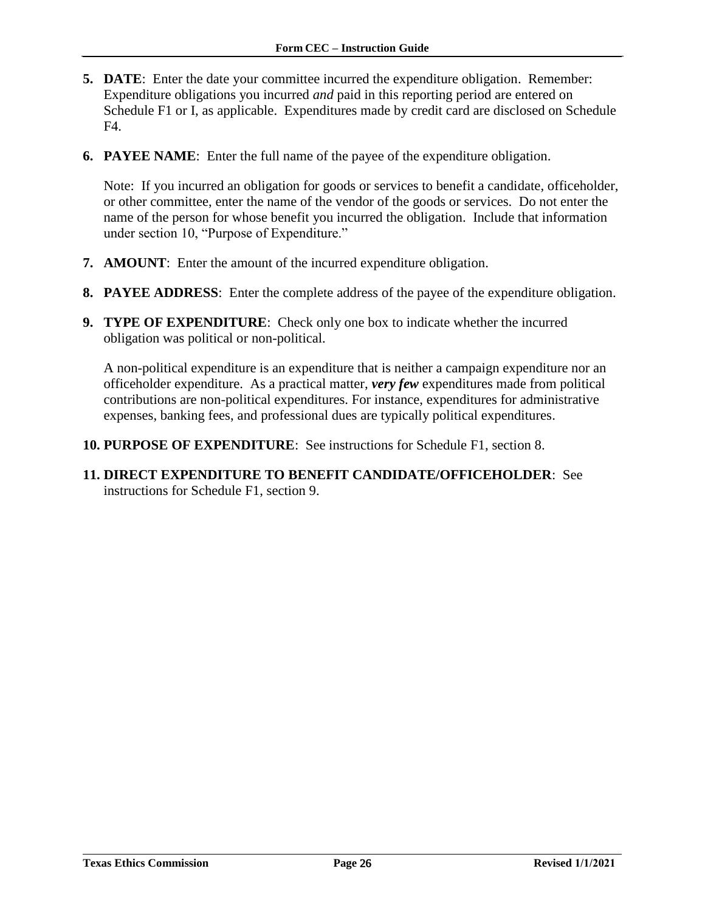5. **DATE**: Enter the date your committee incurred the expenditure obligation. Remember: Expenditure obligations you incurred *and* paid in this reporting period are entered on Schedule F1 or I, as applicable. Expenditures made by credit card are disclosed on Schedule F4.

6. **PAYEE NAME**: Enter the full name of the payee of the expenditure obligation.

   Note: If you incurred an obligation for goods or services to benefit a candidate, officeholder, or other committee, enter the name of the vendor of the goods or services. Do not enter the name of the person for whose benefit you incurred the obligation. Include that information under section 10, "Purpose of Expenditure."

7. **AMOUNT**: Enter the amount of the incurred expenditure obligation.

8. **PAYEE ADDRESS**: Enter the complete address of the payee of the expenditure obligation.

9. **TYPE OF EXPENDITURE**: Check only one box to indicate whether the incurred obligation was political or non-political.

   A non-political expenditure is an expenditure that is neither a campaign expenditure nor an officeholder expenditure. As a practical matter, ***very few*** expenditures made from political contributions are non-political expenditures. For instance, expenditures for administrative expenses, banking fees, and professional dues are typically political expenditures.

10. **PURPOSE OF EXPENDITURE**: See instructions for Schedule F1, section 8.

11. **DIRECT EXPENDITURE TO BENEFIT CANDIDATE/OFFICEHOLDER**: See instructions for Schedule F1, section 9.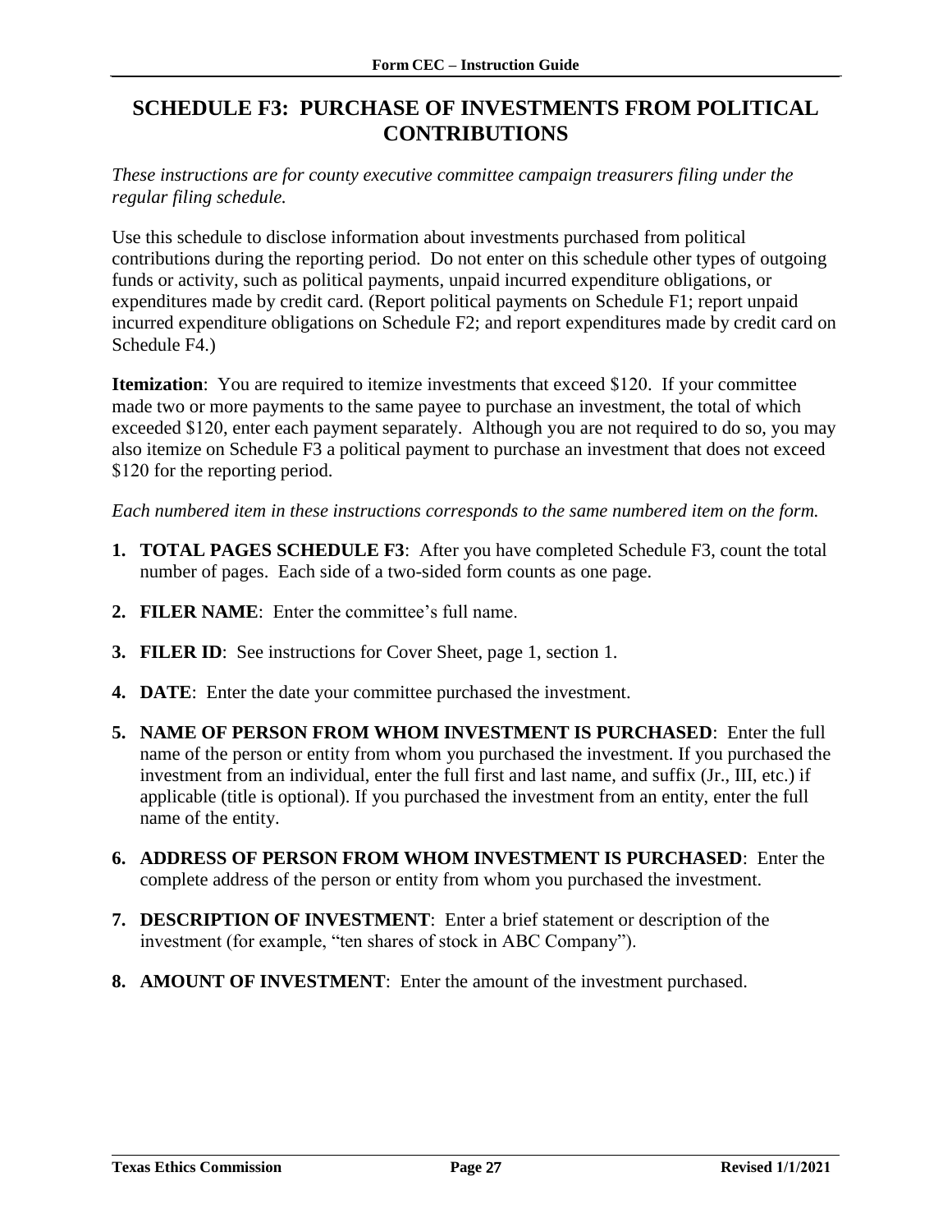# SCHEDULE F3: PURCHASE OF INVESTMENTS FROM POLITICAL CONTRIBUTIONS

*These instructions are for county executive committee campaign treasurers filing under the regular filing schedule.*

Use this schedule to disclose information about investments purchased from political contributions during the reporting period. Do not enter on this schedule other types of outgoing funds or activity, such as political payments, unpaid incurred expenditure obligations, or expenditures made by credit card. (Report political payments on Schedule F1; report unpaid incurred expenditure obligations on Schedule F2; and report expenditures made by credit card on Schedule F4.)

**Itemization**: You are required to itemize investments that exceed $120. If your committee made two or more payments to the same payee to purchase an investment, the total of which exceeded $120, enter each payment separately. Although you are not required to do so, you may also itemize on Schedule F3 a political payment to purchase an investment that does not exceed $120 for the reporting period.

*Each numbered item in these instructions corresponds to the same numbered item on the form.*

1. **TOTAL PAGES SCHEDULE F3**: After you have completed Schedule F3, count the total number of pages. Each side of a two-sided form counts as one page.
2. **FILER NAME**: Enter the committee's full name.
3. **FILER ID**: See instructions for Cover Sheet, page 1, section 1.
4. **DATE**: Enter the date your committee purchased the investment.
5. **NAME OF PERSON FROM WHOM INVESTMENT IS PURCHASED**: Enter the full name of the person or entity from whom you purchased the investment. If you purchased the investment from an individual, enter the full first and last name, and suffix (Jr., III, etc.) if applicable (title is optional). If you purchased the investment from an entity, enter the full name of the entity.
6. **ADDRESS OF PERSON FROM WHOM INVESTMENT IS PURCHASED**: Enter the complete address of the person or entity from whom you purchased the investment.
7. **DESCRIPTION OF INVESTMENT**: Enter a brief statement or description of the investment (for example, "ten shares of stock in ABC Company").
8. **AMOUNT OF INVESTMENT**: Enter the amount of the investment purchased.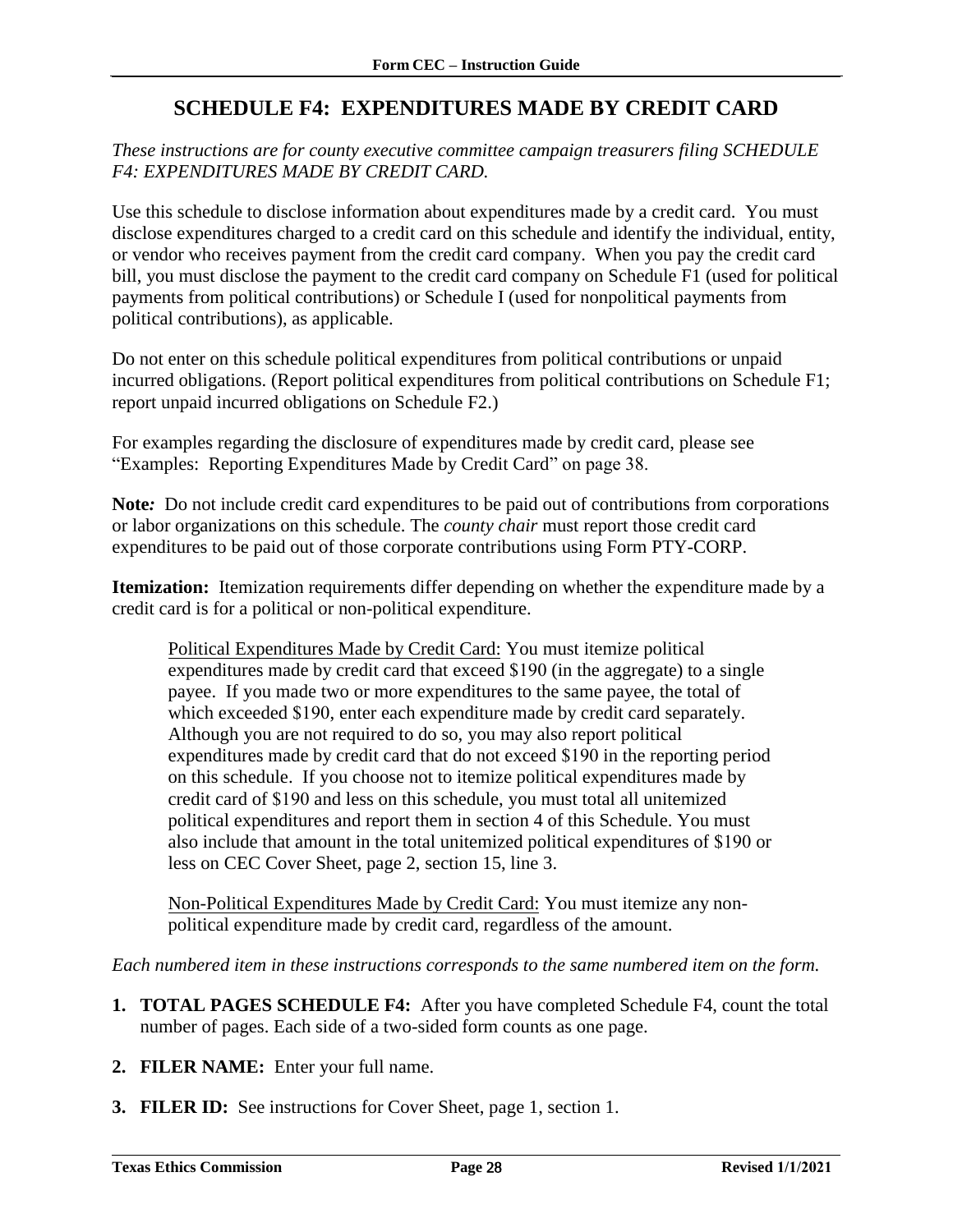# SCHEDULE F4: EXPENDITURES MADE BY CREDIT CARD

*These instructions are for county executive committee campaign treasurers filing SCHEDULE F4: EXPENDITURES MADE BY CREDIT CARD.*

Use this schedule to disclose information about expenditures made by a credit card. You must disclose expenditures charged to a credit card on this schedule and identify the individual, entity, or vendor who receives payment from the credit card company. When you pay the credit card bill, you must disclose the payment to the credit card company on Schedule F1 (used for political payments from political contributions) or Schedule I (used for nonpolitical payments from political contributions), as applicable.

Do not enter on this schedule political expenditures from political contributions or unpaid incurred obligations. (Report political expenditures from political contributions on Schedule F1; report unpaid incurred obligations on Schedule F2.)

For examples regarding the disclosure of expenditures made by credit card, please see "Examples: Reporting Expenditures Made by Credit Card" on page 38.

**Note:** Do not include credit card expenditures to be paid out of contributions from corporations or labor organizations on this schedule. The *county chair* must report those credit card expenditures to be paid out of those corporate contributions using Form PTY-CORP.

**Itemization:** Itemization requirements differ depending on whether the expenditure made by a credit card is for a political or non-political expenditure.

> Political Expenditures Made by Credit Card: You must itemize political expenditures made by credit card that exceed \$190 (in the aggregate) to a single payee. If you made two or more expenditures to the same payee, the total of which exceeded \$190, enter each expenditure made by credit card separately. Although you are not required to do so, you may also report political expenditures made by credit card that do not exceed \$190 in the reporting period on this schedule. If you choose not to itemize political expenditures made by credit card of \$190 and less on this schedule, you must total all unitemized political expenditures and report them in section 4 of this Schedule. You must also include that amount in the total unitemized political expenditures of \$190 or less on CEC Cover Sheet, page 2, section 15, line 3.
>
> Non-Political Expenditures Made by Credit Card: You must itemize any non-political expenditure made by credit card, regardless of the amount.

*Each numbered item in these instructions corresponds to the same numbered item on the form.*

1. **TOTAL PAGES SCHEDULE F4:** After you have completed Schedule F4, count the total number of pages. Each side of a two-sided form counts as one page.
2. **FILER NAME:** Enter your full name.
3. **FILER ID:** See instructions for Cover Sheet, page 1, section 1.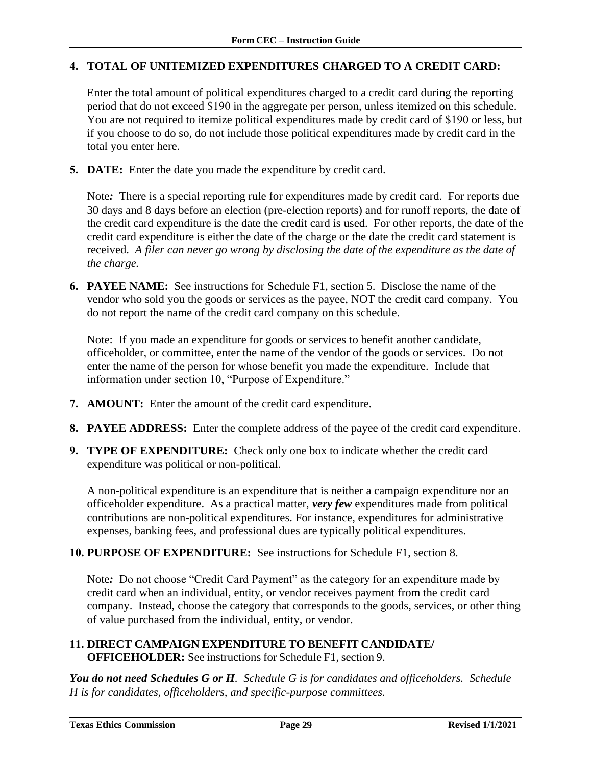**4. TOTAL OF UNITEMIZED EXPENDITURES CHARGED TO A CREDIT CARD:**

Enter the total amount of political expenditures charged to a credit card during the reporting period that do not exceed $190 in the aggregate per person, unless itemized on this schedule. You are not required to itemize political expenditures made by credit card of $190 or less, but if you choose to do so, do not include those political expenditures made by credit card in the total you enter here.

**5. DATE:** Enter the date you made the expenditure by credit card.

Note*:* There is a special reporting rule for expenditures made by credit card. For reports due 30 days and 8 days before an election (pre-election reports) and for runoff reports, the date of the credit card expenditure is the date the credit card is used. For other reports, the date of the credit card expenditure is either the date of the charge or the date the credit card statement is received. *A filer can never go wrong by disclosing the date of the expenditure as the date of the charge.*

**6. PAYEE NAME:** See instructions for Schedule F1, section 5. Disclose the name of the vendor who sold you the goods or services as the payee, NOT the credit card company. You do not report the name of the credit card company on this schedule.

Note: If you made an expenditure for goods or services to benefit another candidate, officeholder, or committee, enter the name of the vendor of the goods or services. Do not enter the name of the person for whose benefit you made the expenditure. Include that information under section 10, "Purpose of Expenditure."

**7. AMOUNT:** Enter the amount of the credit card expenditure.

**8. PAYEE ADDRESS:** Enter the complete address of the payee of the credit card expenditure.

**9. TYPE OF EXPENDITURE:** Check only one box to indicate whether the credit card expenditure was political or non-political.

A non-political expenditure is an expenditure that is neither a campaign expenditure nor an officeholder expenditure. As a practical matter, ***very few*** expenditures made from political contributions are non-political expenditures. For instance, expenditures for administrative expenses, banking fees, and professional dues are typically political expenditures.

**10. PURPOSE OF EXPENDITURE:** See instructions for Schedule F1, section 8.

Note*:* Do not choose "Credit Card Payment" as the category for an expenditure made by credit card when an individual, entity, or vendor receives payment from the credit card company. Instead, choose the category that corresponds to the goods, services, or other thing of value purchased from the individual, entity, or vendor.

**11. DIRECT CAMPAIGN EXPENDITURE TO BENEFIT CANDIDATE/ OFFICEHOLDER:** See instructions for Schedule F1, section 9.

***You do not need Schedules G or H****. Schedule G is for candidates and officeholders. Schedule H is for candidates, officeholders, and specific-purpose committees.*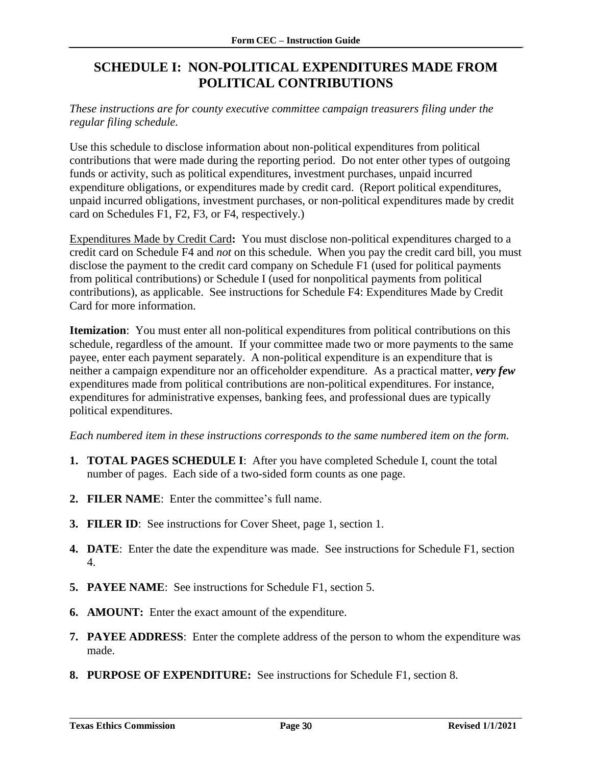# SCHEDULE I: NON-POLITICAL EXPENDITURES MADE FROM POLITICAL CONTRIBUTIONS

*These instructions are for county executive committee campaign treasurers filing under the regular filing schedule.*

Use this schedule to disclose information about non-political expenditures from political contributions that were made during the reporting period. Do not enter other types of outgoing funds or activity, such as political expenditures, investment purchases, unpaid incurred expenditure obligations, or expenditures made by credit card. (Report political expenditures, unpaid incurred obligations, investment purchases, or non-political expenditures made by credit card on Schedules F1, F2, F3, or F4, respectively.)

<u>Expenditures Made by Credit Card</u>**:** You must disclose non-political expenditures charged to a credit card on Schedule F4 and *not* on this schedule. When you pay the credit card bill, you must disclose the payment to the credit card company on Schedule F1 (used for political payments from political contributions) or Schedule I (used for nonpolitical payments from political contributions), as applicable. See instructions for Schedule F4: Expenditures Made by Credit Card for more information.

**Itemization**: You must enter all non-political expenditures from political contributions on this schedule, regardless of the amount. If your committee made two or more payments to the same payee, enter each payment separately. A non-political expenditure is an expenditure that is neither a campaign expenditure nor an officeholder expenditure. As a practical matter, ***very few*** expenditures made from political contributions are non-political expenditures. For instance, expenditures for administrative expenses, banking fees, and professional dues are typically political expenditures.

*Each numbered item in these instructions corresponds to the same numbered item on the form.*

1. **TOTAL PAGES SCHEDULE I**: After you have completed Schedule I, count the total number of pages. Each side of a two-sided form counts as one page.
2. **FILER NAME**: Enter the committee's full name.
3. **FILER ID**: See instructions for Cover Sheet, page 1, section 1.
4. **DATE**: Enter the date the expenditure was made. See instructions for Schedule F1, section 4.
5. **PAYEE NAME**: See instructions for Schedule F1, section 5.
6. **AMOUNT:** Enter the exact amount of the expenditure.
7. **PAYEE ADDRESS**: Enter the complete address of the person to whom the expenditure was made.
8. **PURPOSE OF EXPENDITURE:** See instructions for Schedule F1, section 8.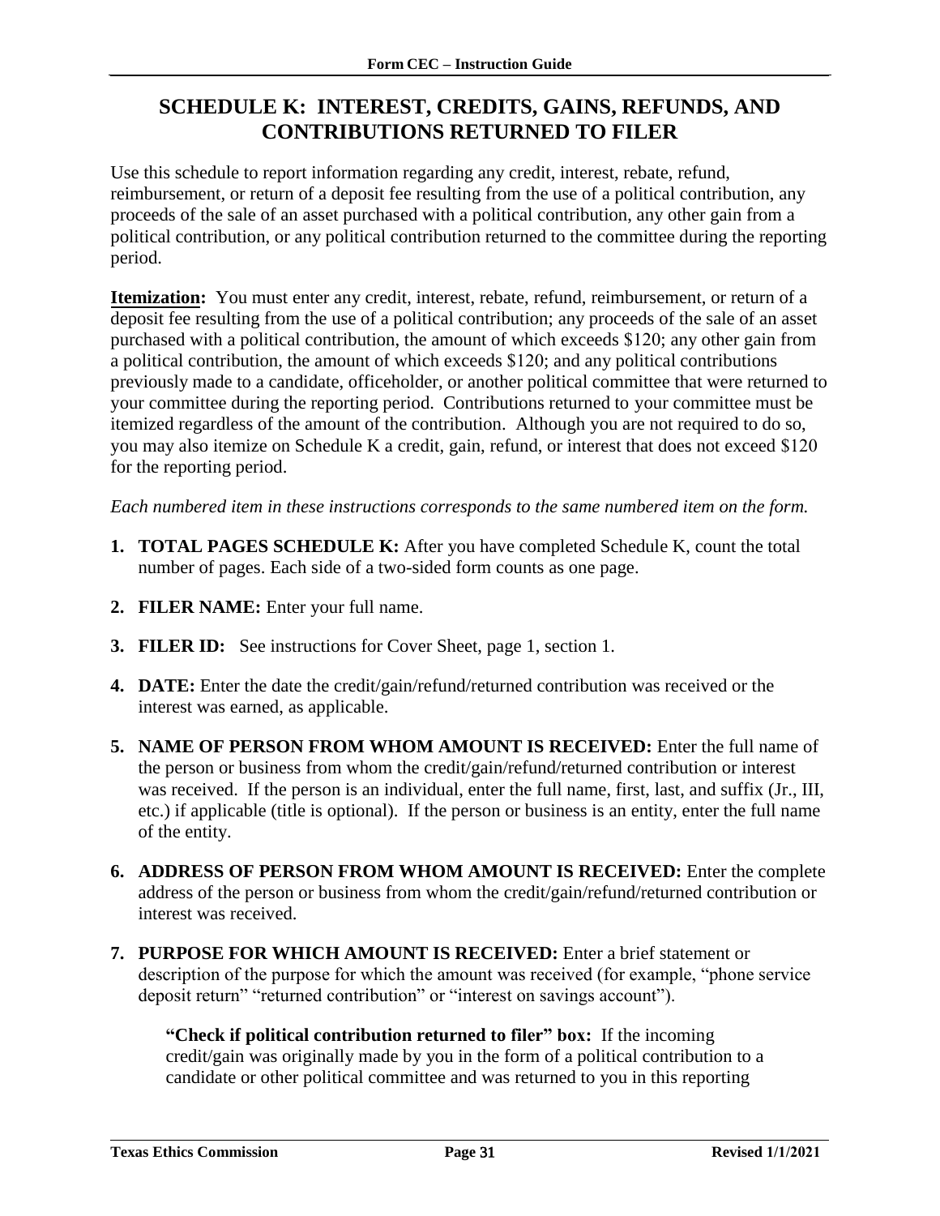# SCHEDULE K: INTEREST, CREDITS, GAINS, REFUNDS, AND CONTRIBUTIONS RETURNED TO FILER

Use this schedule to report information regarding any credit, interest, rebate, refund, reimbursement, or return of a deposit fee resulting from the use of a political contribution, any proceeds of the sale of an asset purchased with a political contribution, any other gain from a political contribution, or any political contribution returned to the committee during the reporting period.

**Itemization:** You must enter any credit, interest, rebate, refund, reimbursement, or return of a deposit fee resulting from the use of a political contribution; any proceeds of the sale of an asset purchased with a political contribution, the amount of which exceeds $120; any other gain from a political contribution, the amount of which exceeds $120; and any political contributions previously made to a candidate, officeholder, or another political committee that were returned to your committee during the reporting period. Contributions returned to your committee must be itemized regardless of the amount of the contribution. Although you are not required to do so, you may also itemize on Schedule K a credit, gain, refund, or interest that does not exceed $120 for the reporting period.

*Each numbered item in these instructions corresponds to the same numbered item on the form.*

1. **TOTAL PAGES SCHEDULE K:** After you have completed Schedule K, count the total number of pages. Each side of a two-sided form counts as one page.
2. **FILER NAME:** Enter your full name.
3. **FILER ID:** See instructions for Cover Sheet, page 1, section 1.
4. **DATE:** Enter the date the credit/gain/refund/returned contribution was received or the interest was earned, as applicable.
5. **NAME OF PERSON FROM WHOM AMOUNT IS RECEIVED:** Enter the full name of the person or business from whom the credit/gain/refund/returned contribution or interest was received. If the person is an individual, enter the full name, first, last, and suffix (Jr., III, etc.) if applicable (title is optional). If the person or business is an entity, enter the full name of the entity.
6. **ADDRESS OF PERSON FROM WHOM AMOUNT IS RECEIVED:** Enter the complete address of the person or business from whom the credit/gain/refund/returned contribution or interest was received.
7. **PURPOSE FOR WHICH AMOUNT IS RECEIVED:** Enter a brief statement or description of the purpose for which the amount was received (for example, "phone service deposit return" "returned contribution" or "interest on savings account").

   **"Check if political contribution returned to filer" box:** If the incoming credit/gain was originally made by you in the form of a political contribution to a candidate or other political committee and was returned to you in this reporting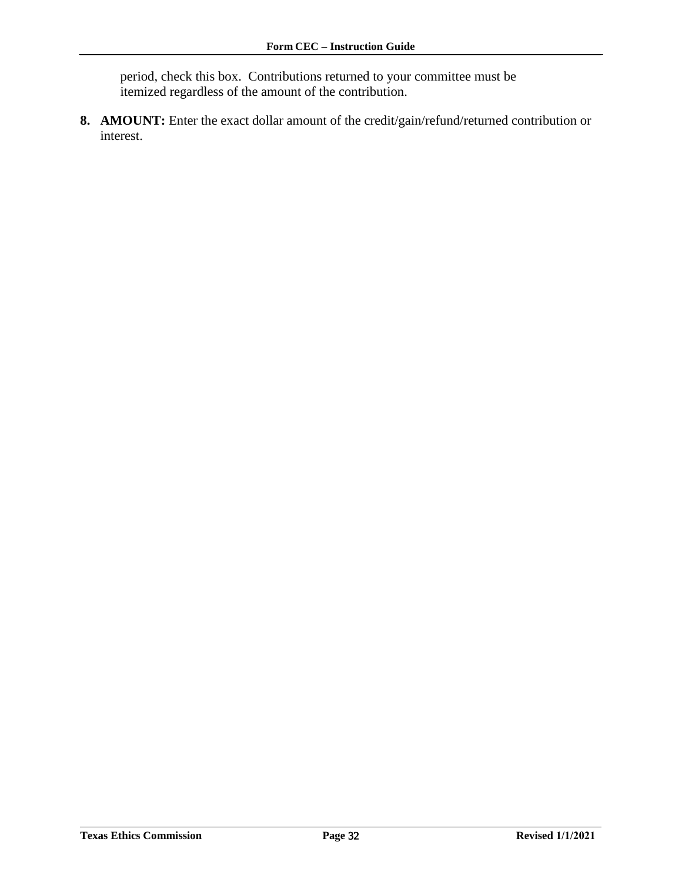period, check this box.  Contributions returned to your committee must be itemized regardless of the amount of the contribution.

8. **AMOUNT:** Enter the exact dollar amount of the credit/gain/refund/returned contribution or interest.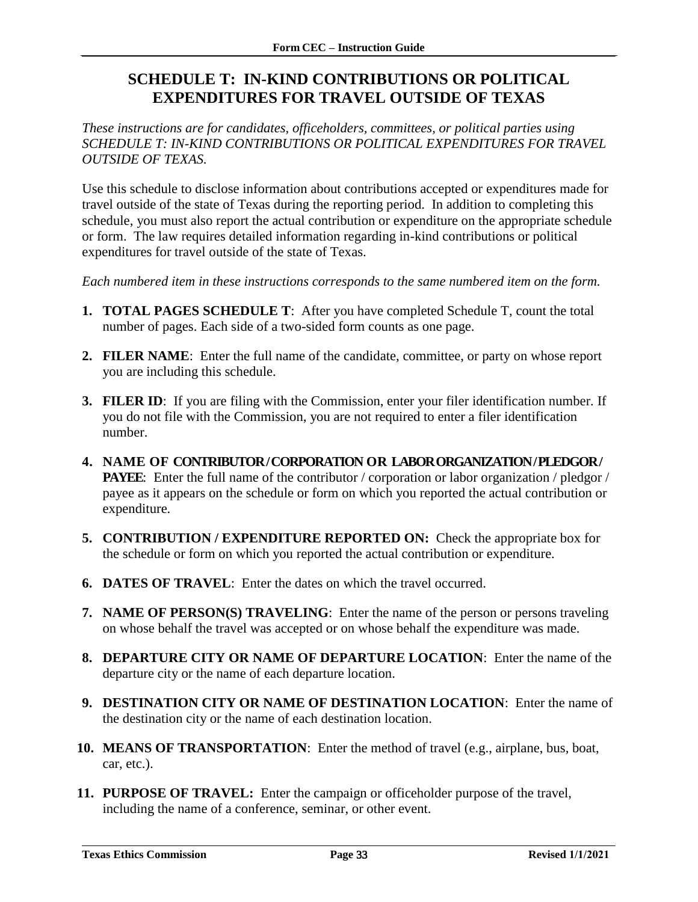# SCHEDULE T: IN-KIND CONTRIBUTIONS OR POLITICAL EXPENDITURES FOR TRAVEL OUTSIDE OF TEXAS

*These instructions are for candidates, officeholders, committees, or political parties using SCHEDULE T: IN-KIND CONTRIBUTIONS OR POLITICAL EXPENDITURES FOR TRAVEL OUTSIDE OF TEXAS.*

Use this schedule to disclose information about contributions accepted or expenditures made for travel outside of the state of Texas during the reporting period. In addition to completing this schedule, you must also report the actual contribution or expenditure on the appropriate schedule or form. The law requires detailed information regarding in-kind contributions or political expenditures for travel outside of the state of Texas.

*Each numbered item in these instructions corresponds to the same numbered item on the form.*

1. **TOTAL PAGES SCHEDULE T**: After you have completed Schedule T, count the total number of pages. Each side of a two-sided form counts as one page.
2. **FILER NAME**: Enter the full name of the candidate, committee, or party on whose report you are including this schedule.
3. **FILER ID**: If you are filing with the Commission, enter your filer identification number. If you do not file with the Commission, you are not required to enter a filer identification number.
4. **NAME OF CONTRIBUTOR / CORPORATION OR LABOR ORGANIZATION / PLEDGOR / PAYEE**: Enter the full name of the contributor / corporation or labor organization / pledgor / payee as it appears on the schedule or form on which you reported the actual contribution or expenditure.
5. **CONTRIBUTION / EXPENDITURE REPORTED ON:** Check the appropriate box for the schedule or form on which you reported the actual contribution or expenditure.
6. **DATES OF TRAVEL**: Enter the dates on which the travel occurred.
7. **NAME OF PERSON(S) TRAVELING**: Enter the name of the person or persons traveling on whose behalf the travel was accepted or on whose behalf the expenditure was made.
8. **DEPARTURE CITY OR NAME OF DEPARTURE LOCATION**: Enter the name of the departure city or the name of each departure location.
9. **DESTINATION CITY OR NAME OF DESTINATION LOCATION**: Enter the name of the destination city or the name of each destination location.
10. **MEANS OF TRANSPORTATION**: Enter the method of travel (e.g., airplane, bus, boat, car, etc.).
11. **PURPOSE OF TRAVEL:** Enter the campaign or officeholder purpose of the travel, including the name of a conference, seminar, or other event.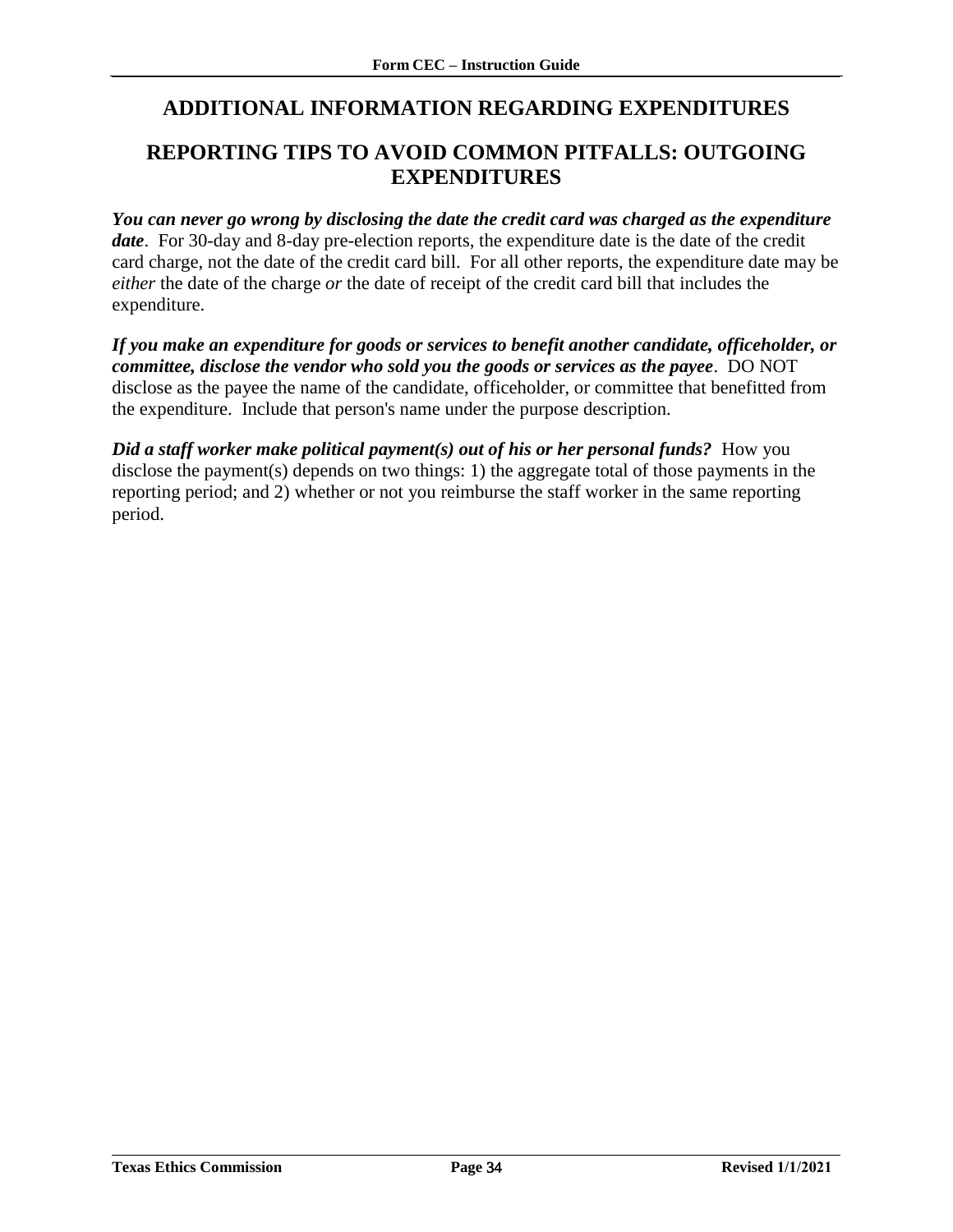# ADDITIONAL INFORMATION REGARDING EXPENDITURES

## REPORTING TIPS TO AVOID COMMON PITFALLS: OUTGOING EXPENDITURES

***You can never go wrong by disclosing the date the credit card was charged as the expenditure date***. For 30-day and 8-day pre-election reports, the expenditure date is the date of the credit card charge, not the date of the credit card bill. For all other reports, the expenditure date may be *either* the date of the charge *or* the date of receipt of the credit card bill that includes the expenditure.

***If you make an expenditure for goods or services to benefit another candidate, officeholder, or committee, disclose the vendor who sold you the goods or services as the payee***. DO NOT disclose as the payee the name of the candidate, officeholder, or committee that benefitted from the expenditure. Include that person's name under the purpose description.

***Did a staff worker make political payment(s) out of his or her personal funds?*** How you disclose the payment(s) depends on two things: 1) the aggregate total of those payments in the reporting period; and 2) whether or not you reimburse the staff worker in the same reporting period.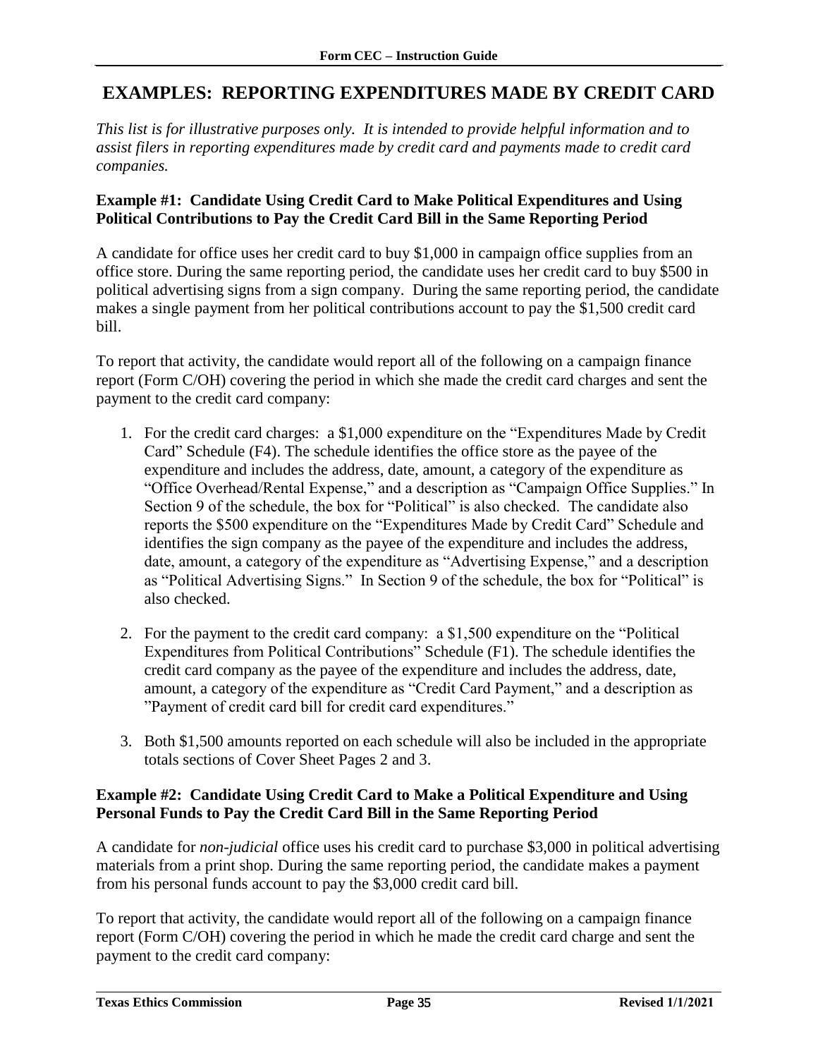## EXAMPLES: REPORTING EXPENDITURES MADE BY CREDIT CARD

*This list is for illustrative purposes only. It is intended to provide helpful information and to assist filers in reporting expenditures made by credit card and payments made to credit card companies.*

### Example #1: Candidate Using Credit Card to Make Political Expenditures and Using Political Contributions to Pay the Credit Card Bill in the Same Reporting Period

A candidate for office uses her credit card to buy $1,000 in campaign office supplies from an office store. During the same reporting period, the candidate uses her credit card to buy $500 in political advertising signs from a sign company. During the same reporting period, the candidate makes a single payment from her political contributions account to pay the $1,500 credit card bill.

To report that activity, the candidate would report all of the following on a campaign finance report (Form C/OH) covering the period in which she made the credit card charges and sent the payment to the credit card company:

1. For the credit card charges: a $1,000 expenditure on the "Expenditures Made by Credit Card" Schedule (F4). The schedule identifies the office store as the payee of the expenditure and includes the address, date, amount, a category of the expenditure as "Office Overhead/Rental Expense," and a description as "Campaign Office Supplies." In Section 9 of the schedule, the box for "Political" is also checked. The candidate also reports the $500 expenditure on the "Expenditures Made by Credit Card" Schedule and identifies the sign company as the payee of the expenditure and includes the address, date, amount, a category of the expenditure as "Advertising Expense," and a description as "Political Advertising Signs." In Section 9 of the schedule, the box for "Political" is also checked.
2. For the payment to the credit card company: a $1,500 expenditure on the "Political Expenditures from Political Contributions" Schedule (F1). The schedule identifies the credit card company as the payee of the expenditure and includes the address, date, amount, a category of the expenditure as "Credit Card Payment," and a description as "Payment of credit card bill for credit card expenditures."
3. Both $1,500 amounts reported on each schedule will also be included in the appropriate totals sections of Cover Sheet Pages 2 and 3.

### Example #2: Candidate Using Credit Card to Make a Political Expenditure and Using Personal Funds to Pay the Credit Card Bill in the Same Reporting Period

A candidate for *non-judicial* office uses his credit card to purchase $3,000 in political advertising materials from a print shop. During the same reporting period, the candidate makes a payment from his personal funds account to pay the $3,000 credit card bill.

To report that activity, the candidate would report all of the following on a campaign finance report (Form C/OH) covering the period in which he made the credit card charge and sent the payment to the credit card company: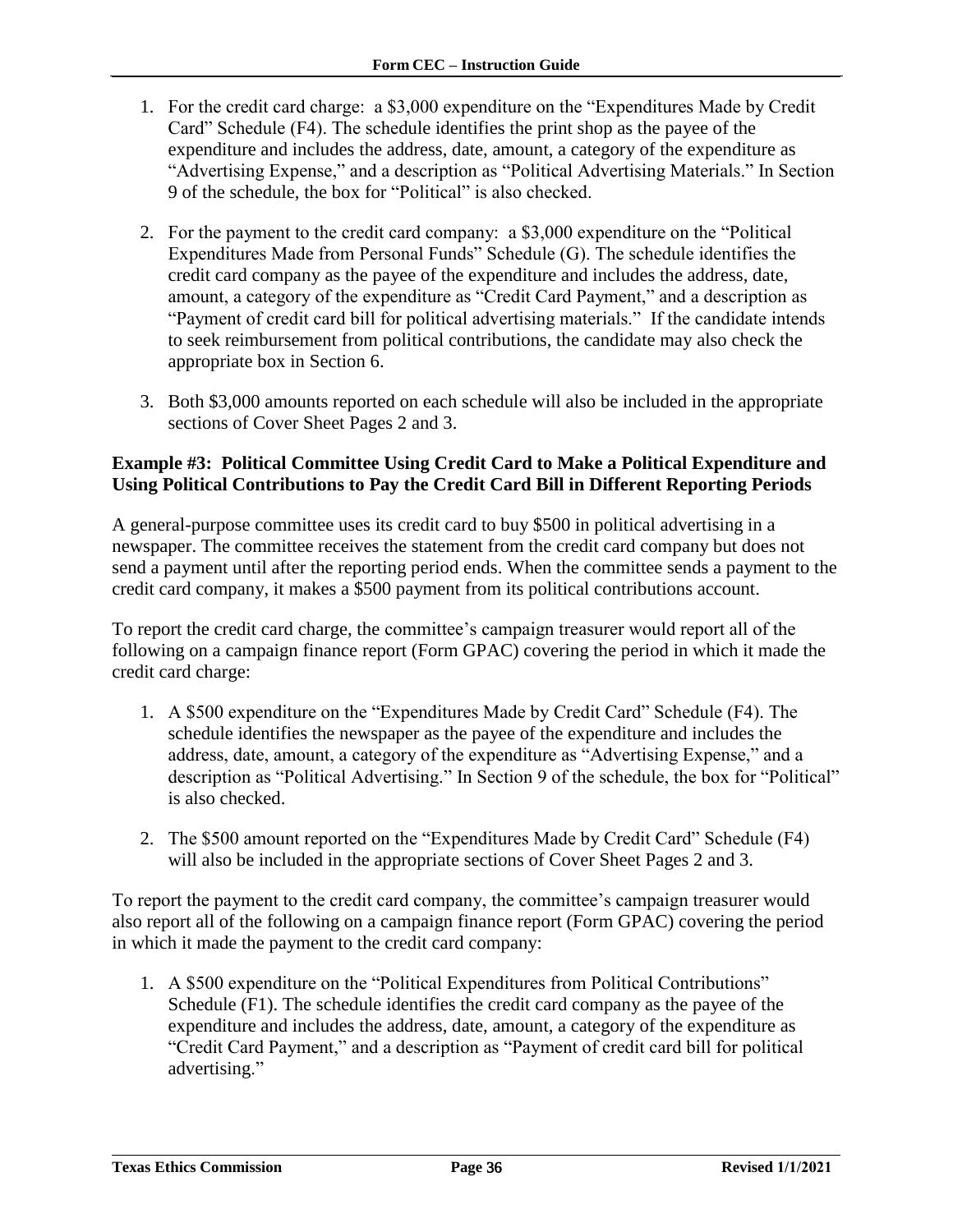1. For the credit card charge: a $3,000 expenditure on the "Expenditures Made by Credit Card" Schedule (F4). The schedule identifies the print shop as the payee of the expenditure and includes the address, date, amount, a category of the expenditure as "Advertising Expense," and a description as "Political Advertising Materials." In Section 9 of the schedule, the box for "Political" is also checked.

2. For the payment to the credit card company: a $3,000 expenditure on the "Political Expenditures Made from Personal Funds" Schedule (G). The schedule identifies the credit card company as the payee of the expenditure and includes the address, date, amount, a category of the expenditure as "Credit Card Payment," and a description as "Payment of credit card bill for political advertising materials." If the candidate intends to seek reimbursement from political contributions, the candidate may also check the appropriate box in Section 6.

3. Both $3,000 amounts reported on each schedule will also be included in the appropriate sections of Cover Sheet Pages 2 and 3.

**Example #3: Political Committee Using Credit Card to Make a Political Expenditure and Using Political Contributions to Pay the Credit Card Bill in Different Reporting Periods**

A general-purpose committee uses its credit card to buy $500 in political advertising in a newspaper. The committee receives the statement from the credit card company but does not send a payment until after the reporting period ends. When the committee sends a payment to the credit card company, it makes a $500 payment from its political contributions account.

To report the credit card charge, the committee's campaign treasurer would report all of the following on a campaign finance report (Form GPAC) covering the period in which it made the credit card charge:

1. A $500 expenditure on the "Expenditures Made by Credit Card" Schedule (F4). The schedule identifies the newspaper as the payee of the expenditure and includes the address, date, amount, a category of the expenditure as "Advertising Expense," and a description as "Political Advertising." In Section 9 of the schedule, the box for "Political" is also checked.

2. The $500 amount reported on the "Expenditures Made by Credit Card" Schedule (F4) will also be included in the appropriate sections of Cover Sheet Pages 2 and 3.

To report the payment to the credit card company, the committee's campaign treasurer would also report all of the following on a campaign finance report (Form GPAC) covering the period in which it made the payment to the credit card company:

1. A $500 expenditure on the "Political Expenditures from Political Contributions" Schedule (F1). The schedule identifies the credit card company as the payee of the expenditure and includes the address, date, amount, a category of the expenditure as "Credit Card Payment," and a description as "Payment of credit card bill for political advertising."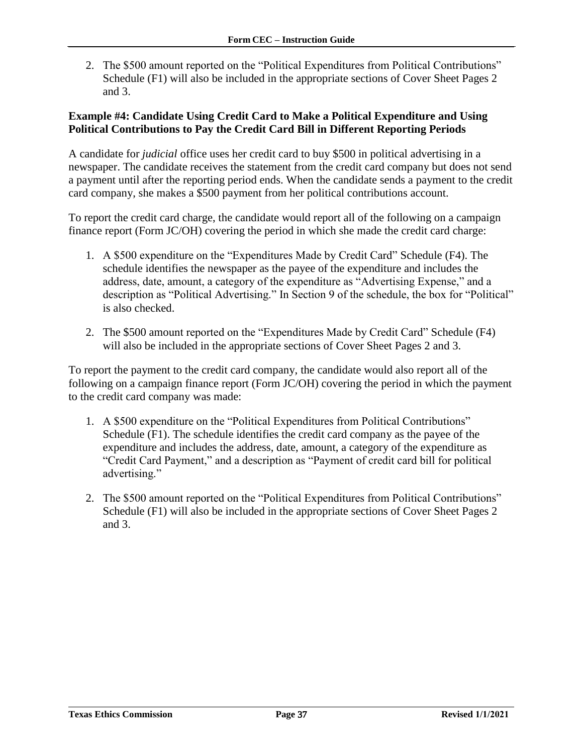2. The $500 amount reported on the "Political Expenditures from Political Contributions" Schedule (F1) will also be included in the appropriate sections of Cover Sheet Pages 2 and 3.

**Example #4: Candidate Using Credit Card to Make a Political Expenditure and Using Political Contributions to Pay the Credit Card Bill in Different Reporting Periods**

A candidate for *judicial* office uses her credit card to buy $500 in political advertising in a newspaper. The candidate receives the statement from the credit card company but does not send a payment until after the reporting period ends. When the candidate sends a payment to the credit card company, she makes a $500 payment from her political contributions account.

To report the credit card charge, the candidate would report all of the following on a campaign finance report (Form JC/OH) covering the period in which she made the credit card charge:

1. A $500 expenditure on the "Expenditures Made by Credit Card" Schedule (F4). The schedule identifies the newspaper as the payee of the expenditure and includes the address, date, amount, a category of the expenditure as "Advertising Expense," and a description as "Political Advertising." In Section 9 of the schedule, the box for "Political" is also checked.

2. The $500 amount reported on the "Expenditures Made by Credit Card" Schedule (F4) will also be included in the appropriate sections of Cover Sheet Pages 2 and 3.

To report the payment to the credit card company, the candidate would also report all of the following on a campaign finance report (Form JC/OH) covering the period in which the payment to the credit card company was made:

1. A $500 expenditure on the "Political Expenditures from Political Contributions" Schedule (F1). The schedule identifies the credit card company as the payee of the expenditure and includes the address, date, amount, a category of the expenditure as "Credit Card Payment," and a description as "Payment of credit card bill for political advertising."

2. The $500 amount reported on the "Political Expenditures from Political Contributions" Schedule (F1) will also be included in the appropriate sections of Cover Sheet Pages 2 and 3.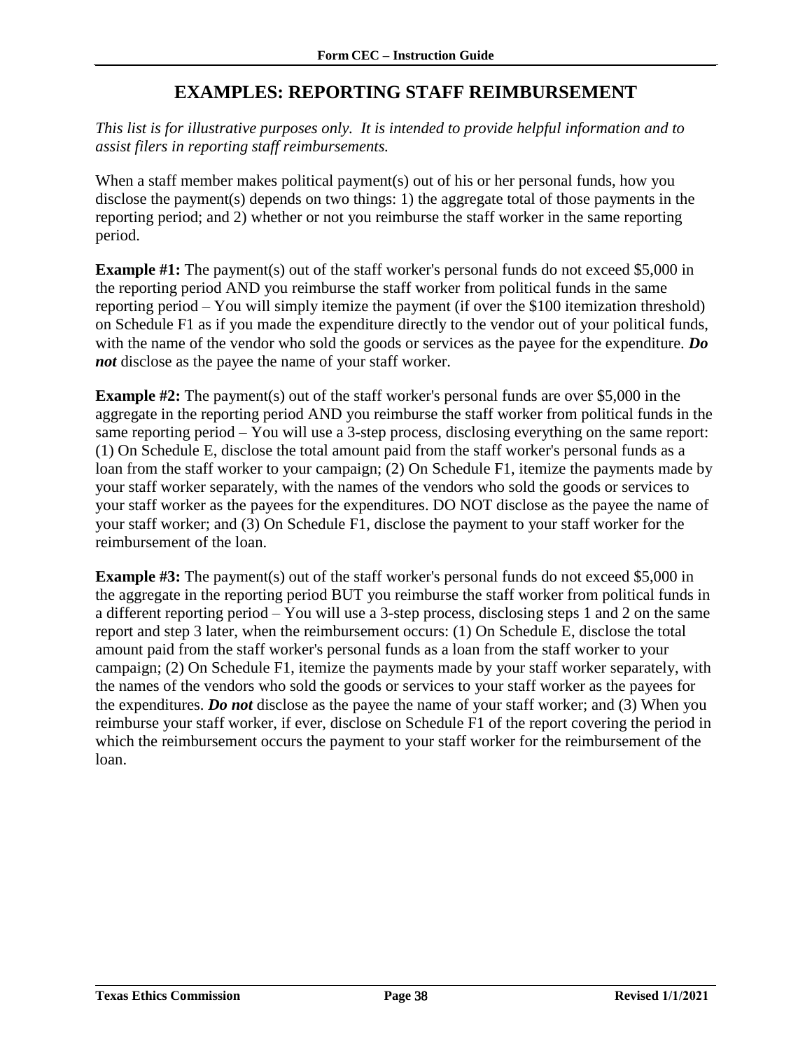# EXAMPLES: REPORTING STAFF REIMBURSEMENT

*This list is for illustrative purposes only. It is intended to provide helpful information and to assist filers in reporting staff reimbursements.*

When a staff member makes political payment(s) out of his or her personal funds, how you disclose the payment(s) depends on two things: 1) the aggregate total of those payments in the reporting period; and 2) whether or not you reimburse the staff worker in the same reporting period.

**Example #1:** The payment(s) out of the staff worker's personal funds do not exceed $5,000 in the reporting period AND you reimburse the staff worker from political funds in the same reporting period – You will simply itemize the payment (if over the $100 itemization threshold) on Schedule F1 as if you made the expenditure directly to the vendor out of your political funds, with the name of the vendor who sold the goods or services as the payee for the expenditure. ***Do not*** disclose as the payee the name of your staff worker.

**Example #2:** The payment(s) out of the staff worker's personal funds are over $5,000 in the aggregate in the reporting period AND you reimburse the staff worker from political funds in the same reporting period – You will use a 3-step process, disclosing everything on the same report: (1) On Schedule E, disclose the total amount paid from the staff worker's personal funds as a loan from the staff worker to your campaign; (2) On Schedule F1, itemize the payments made by your staff worker separately, with the names of the vendors who sold the goods or services to your staff worker as the payees for the expenditures. DO NOT disclose as the payee the name of your staff worker; and (3) On Schedule F1, disclose the payment to your staff worker for the reimbursement of the loan.

**Example #3:** The payment(s) out of the staff worker's personal funds do not exceed $5,000 in the aggregate in the reporting period BUT you reimburse the staff worker from political funds in a different reporting period – You will use a 3-step process, disclosing steps 1 and 2 on the same report and step 3 later, when the reimbursement occurs: (1) On Schedule E, disclose the total amount paid from the staff worker's personal funds as a loan from the staff worker to your campaign; (2) On Schedule F1, itemize the payments made by your staff worker separately, with the names of the vendors who sold the goods or services to your staff worker as the payees for the expenditures. ***Do not*** disclose as the payee the name of your staff worker; and (3) When you reimburse your staff worker, if ever, disclose on Schedule F1 of the report covering the period in which the reimbursement occurs the payment to your staff worker for the reimbursement of the loan.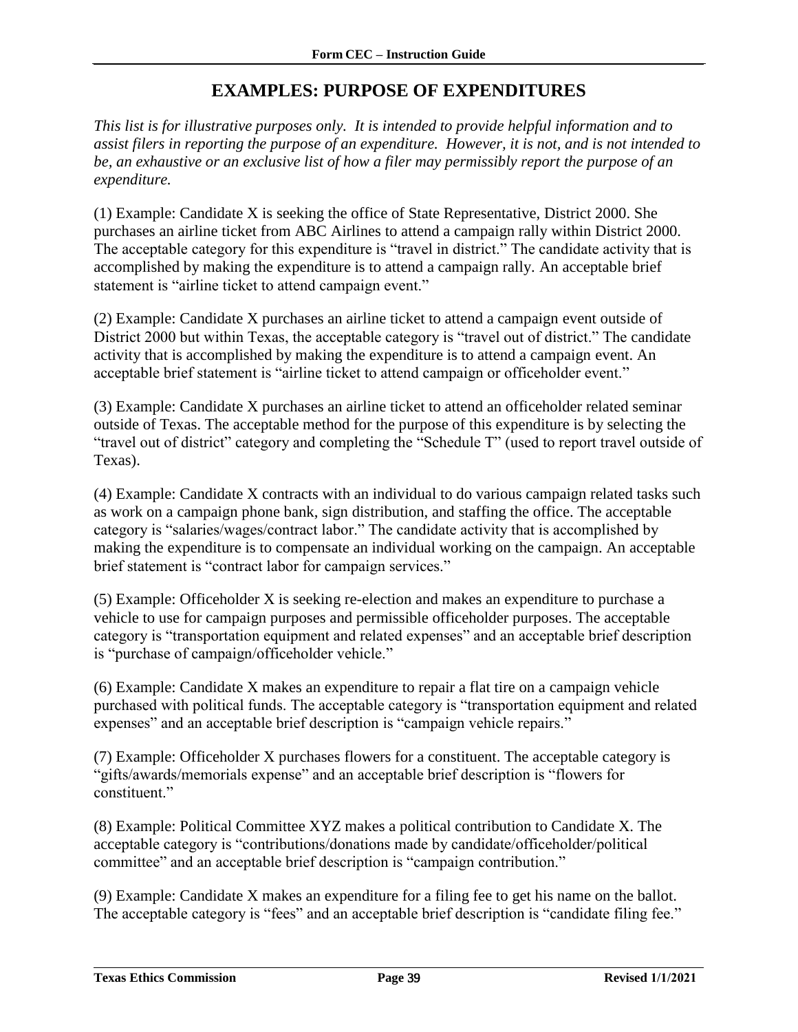# EXAMPLES: PURPOSE OF EXPENDITURES

*This list is for illustrative purposes only. It is intended to provide helpful information and to assist filers in reporting the purpose of an expenditure. However, it is not, and is not intended to be, an exhaustive or an exclusive list of how a filer may permissibly report the purpose of an expenditure.*

(1) Example: Candidate X is seeking the office of State Representative, District 2000. She purchases an airline ticket from ABC Airlines to attend a campaign rally within District 2000. The acceptable category for this expenditure is "travel in district." The candidate activity that is accomplished by making the expenditure is to attend a campaign rally. An acceptable brief statement is "airline ticket to attend campaign event."

(2) Example: Candidate X purchases an airline ticket to attend a campaign event outside of District 2000 but within Texas, the acceptable category is "travel out of district." The candidate activity that is accomplished by making the expenditure is to attend a campaign event. An acceptable brief statement is "airline ticket to attend campaign or officeholder event."

(3) Example: Candidate X purchases an airline ticket to attend an officeholder related seminar outside of Texas. The acceptable method for the purpose of this expenditure is by selecting the "travel out of district" category and completing the "Schedule T" (used to report travel outside of Texas).

(4) Example: Candidate X contracts with an individual to do various campaign related tasks such as work on a campaign phone bank, sign distribution, and staffing the office. The acceptable category is "salaries/wages/contract labor." The candidate activity that is accomplished by making the expenditure is to compensate an individual working on the campaign. An acceptable brief statement is "contract labor for campaign services."

(5) Example: Officeholder X is seeking re-election and makes an expenditure to purchase a vehicle to use for campaign purposes and permissible officeholder purposes. The acceptable category is "transportation equipment and related expenses" and an acceptable brief description is "purchase of campaign/officeholder vehicle."

(6) Example: Candidate X makes an expenditure to repair a flat tire on a campaign vehicle purchased with political funds. The acceptable category is "transportation equipment and related expenses" and an acceptable brief description is "campaign vehicle repairs."

(7) Example: Officeholder X purchases flowers for a constituent. The acceptable category is "gifts/awards/memorials expense" and an acceptable brief description is "flowers for constituent."

(8) Example: Political Committee XYZ makes a political contribution to Candidate X. The acceptable category is "contributions/donations made by candidate/officeholder/political committee" and an acceptable brief description is "campaign contribution."

(9) Example: Candidate X makes an expenditure for a filing fee to get his name on the ballot. The acceptable category is "fees" and an acceptable brief description is "candidate filing fee."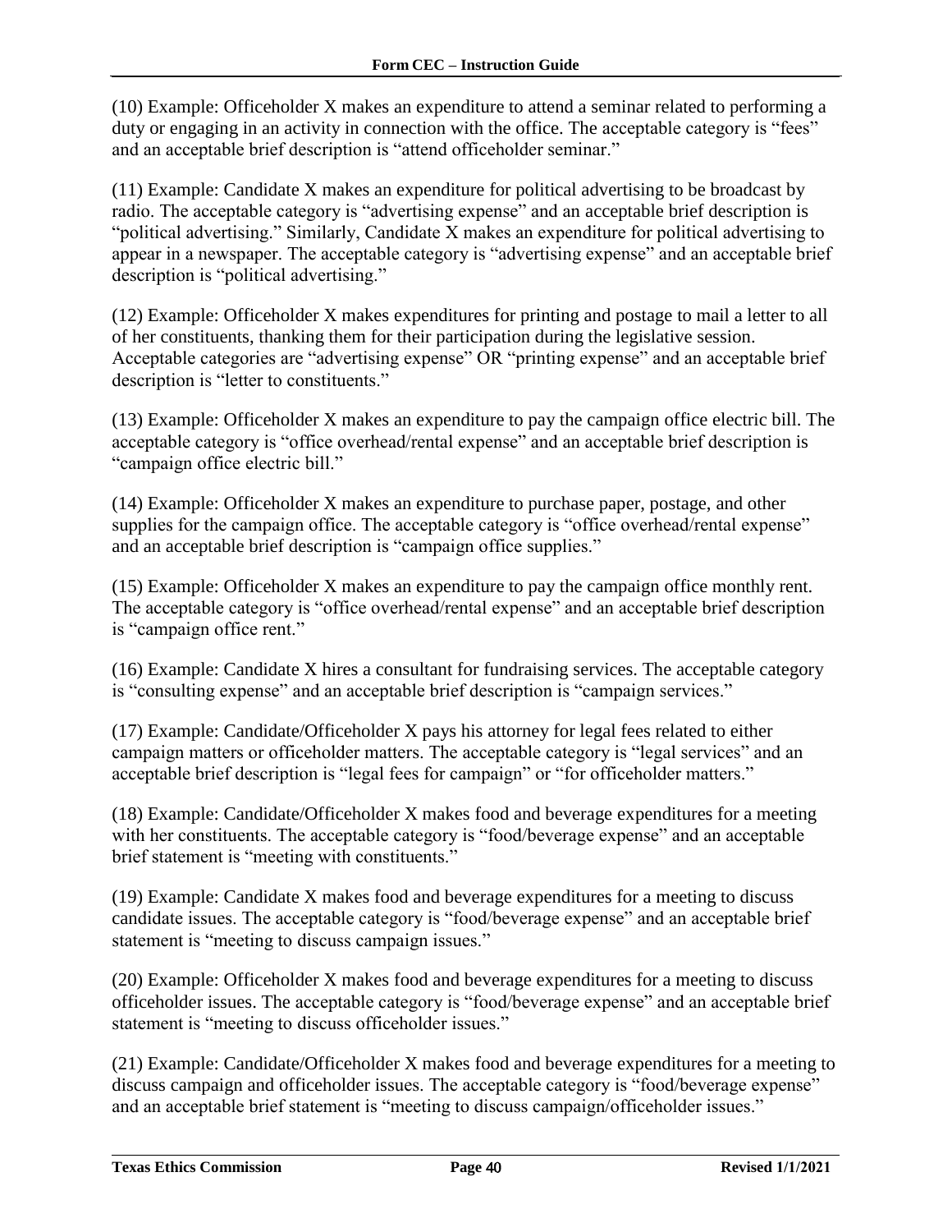(10) Example: Officeholder X makes an expenditure to attend a seminar related to performing a duty or engaging in an activity in connection with the office. The acceptable category is "fees" and an acceptable brief description is "attend officeholder seminar."

(11) Example: Candidate X makes an expenditure for political advertising to be broadcast by radio. The acceptable category is "advertising expense" and an acceptable brief description is "political advertising." Similarly, Candidate X makes an expenditure for political advertising to appear in a newspaper. The acceptable category is "advertising expense" and an acceptable brief description is "political advertising."

(12) Example: Officeholder X makes expenditures for printing and postage to mail a letter to all of her constituents, thanking them for their participation during the legislative session. Acceptable categories are "advertising expense" OR "printing expense" and an acceptable brief description is "letter to constituents."

(13) Example: Officeholder X makes an expenditure to pay the campaign office electric bill. The acceptable category is "office overhead/rental expense" and an acceptable brief description is "campaign office electric bill."

(14) Example: Officeholder X makes an expenditure to purchase paper, postage, and other supplies for the campaign office. The acceptable category is "office overhead/rental expense" and an acceptable brief description is "campaign office supplies."

(15) Example: Officeholder X makes an expenditure to pay the campaign office monthly rent. The acceptable category is "office overhead/rental expense" and an acceptable brief description is "campaign office rent."

(16) Example: Candidate X hires a consultant for fundraising services. The acceptable category is "consulting expense" and an acceptable brief description is "campaign services."

(17) Example: Candidate/Officeholder X pays his attorney for legal fees related to either campaign matters or officeholder matters. The acceptable category is "legal services" and an acceptable brief description is "legal fees for campaign" or "for officeholder matters."

(18) Example: Candidate/Officeholder X makes food and beverage expenditures for a meeting with her constituents. The acceptable category is "food/beverage expense" and an acceptable brief statement is "meeting with constituents."

(19) Example: Candidate X makes food and beverage expenditures for a meeting to discuss candidate issues. The acceptable category is "food/beverage expense" and an acceptable brief statement is "meeting to discuss campaign issues."

(20) Example: Officeholder X makes food and beverage expenditures for a meeting to discuss officeholder issues. The acceptable category is "food/beverage expense" and an acceptable brief statement is "meeting to discuss officeholder issues."

(21) Example: Candidate/Officeholder X makes food and beverage expenditures for a meeting to discuss campaign and officeholder issues. The acceptable category is "food/beverage expense" and an acceptable brief statement is "meeting to discuss campaign/officeholder issues."